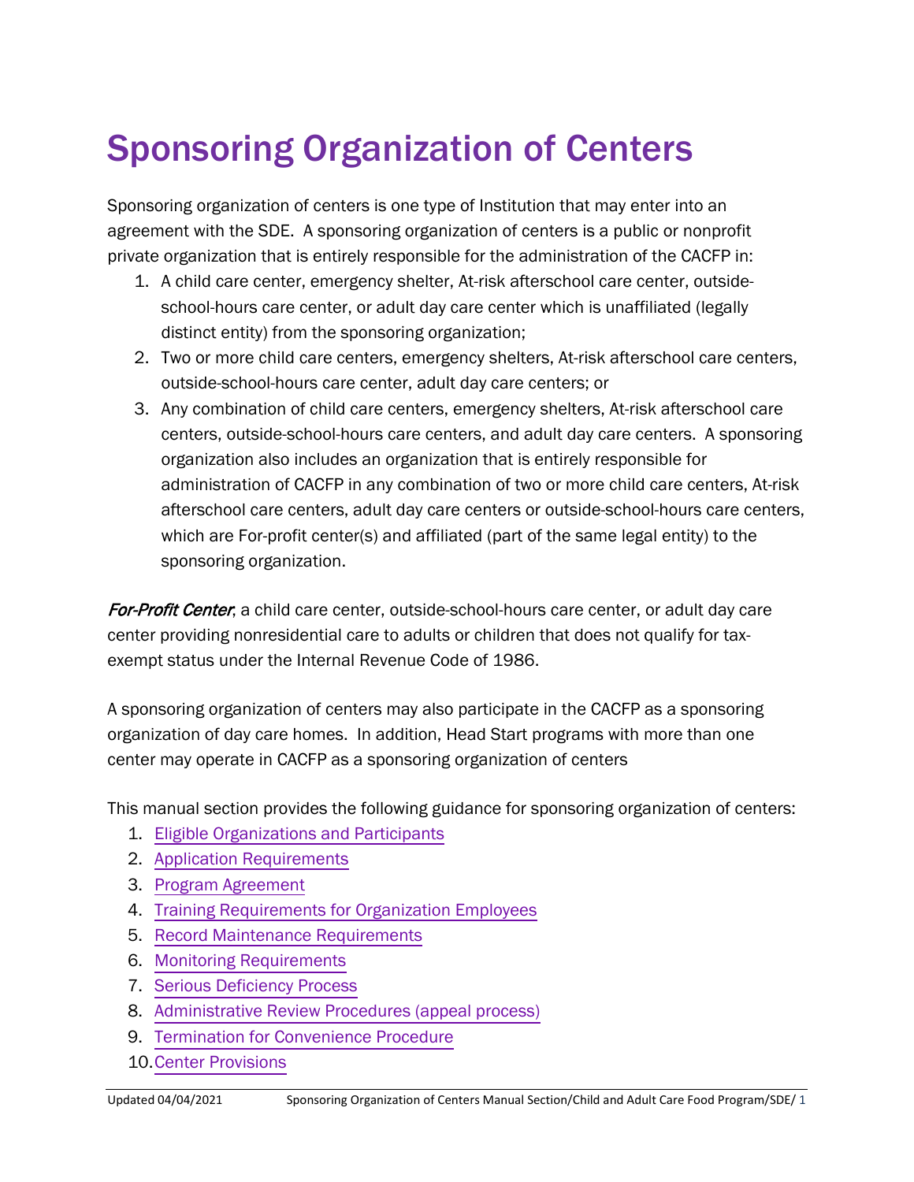# Sponsoring Organization of Centers

Sponsoring organization of centers is one type of Institution that may enter into an agreement with the SDE. A sponsoring organization of centers is a public or nonprofit private organization that is entirely responsible for the administration of the CACFP in:

1. A child care center, emergency shelter, At-risk afterschool care center, outside-school-hours care center, or adult day care center which is unaffiliated (legally distinct entity) from the sponsoring organization;
2. Two or more child care centers, emergency shelters, At-risk afterschool care centers, outside-school-hours care center, adult day care centers; or
3. Any combination of child care centers, emergency shelters, At-risk afterschool care centers, outside-school-hours care centers, and adult day care centers. A sponsoring organization also includes an organization that is entirely responsible for administration of CACFP in any combination of two or more child care centers, At-risk afterschool care centers, adult day care centers or outside-school-hours care centers, which are For-profit center(s) and affiliated (part of the same legal entity) to the sponsoring organization.

***For-Profit Center***, a child care center, outside-school-hours care center, or adult day care center providing nonresidential care to adults or children that does not qualify for tax-exempt status under the Internal Revenue Code of 1986.

A sponsoring organization of centers may also participate in the CACFP as a sponsoring organization of day care homes. In addition, Head Start programs with more than one center may operate in CACFP as a sponsoring organization of centers

This manual section provides the following guidance for sponsoring organization of centers:

1. Eligible Organizations and Participants
2. Application Requirements
3. Program Agreement
4. Training Requirements for Organization Employees
5. Record Maintenance Requirements
6. Monitoring Requirements
7. Serious Deficiency Process
8. Administrative Review Procedures (appeal process)
9. Termination for Convenience Procedure
10. Center Provisions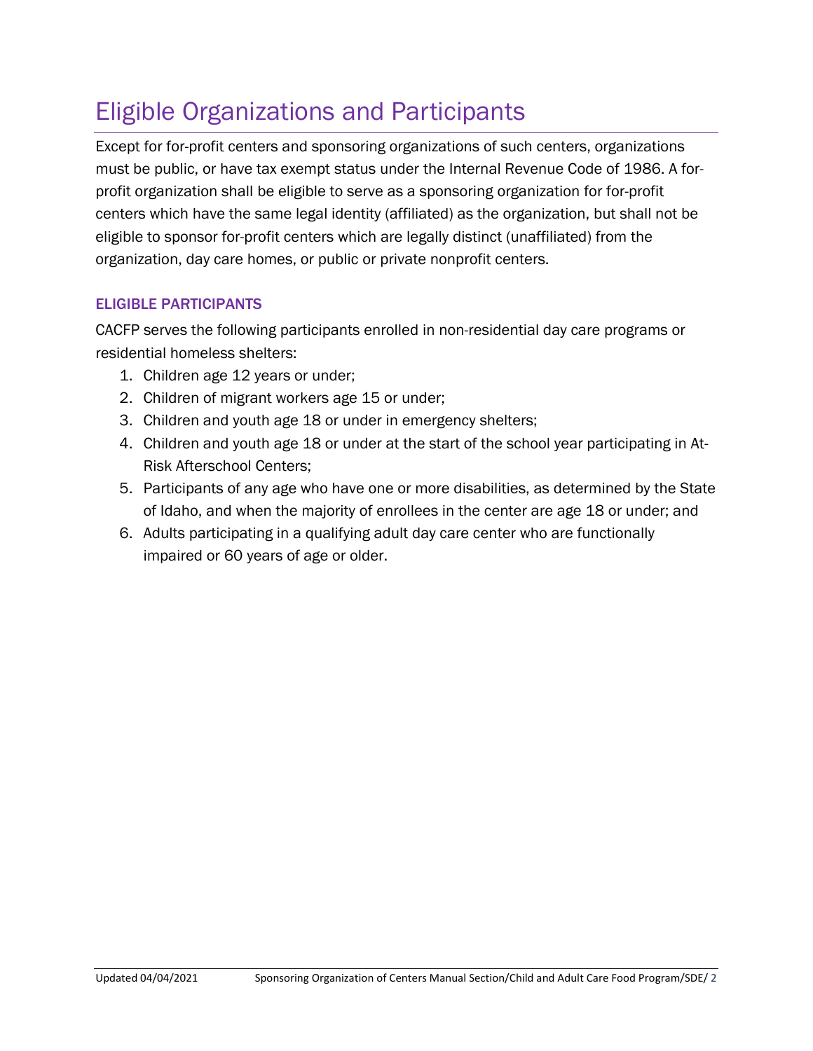# Eligible Organizations and Participants

Except for for-profit centers and sponsoring organizations of such centers, organizations must be public, or have tax exempt status under the Internal Revenue Code of 1986. A for-profit organization shall be eligible to serve as a sponsoring organization for for-profit centers which have the same legal identity (affiliated) as the organization, but shall not be eligible to sponsor for-profit centers which are legally distinct (unaffiliated) from the organization, day care homes, or public or private nonprofit centers.

## ELIGIBLE PARTICIPANTS

CACFP serves the following participants enrolled in non-residential day care programs or residential homeless shelters:

1. Children age 12 years or under;
2. Children of migrant workers age 15 or under;
3. Children and youth age 18 or under in emergency shelters;
4. Children and youth age 18 or under at the start of the school year participating in At-Risk Afterschool Centers;
5. Participants of any age who have one or more disabilities, as determined by the State of Idaho, and when the majority of enrollees in the center are age 18 or under; and
6. Adults participating in a qualifying adult day care center who are functionally impaired or 60 years of age or older.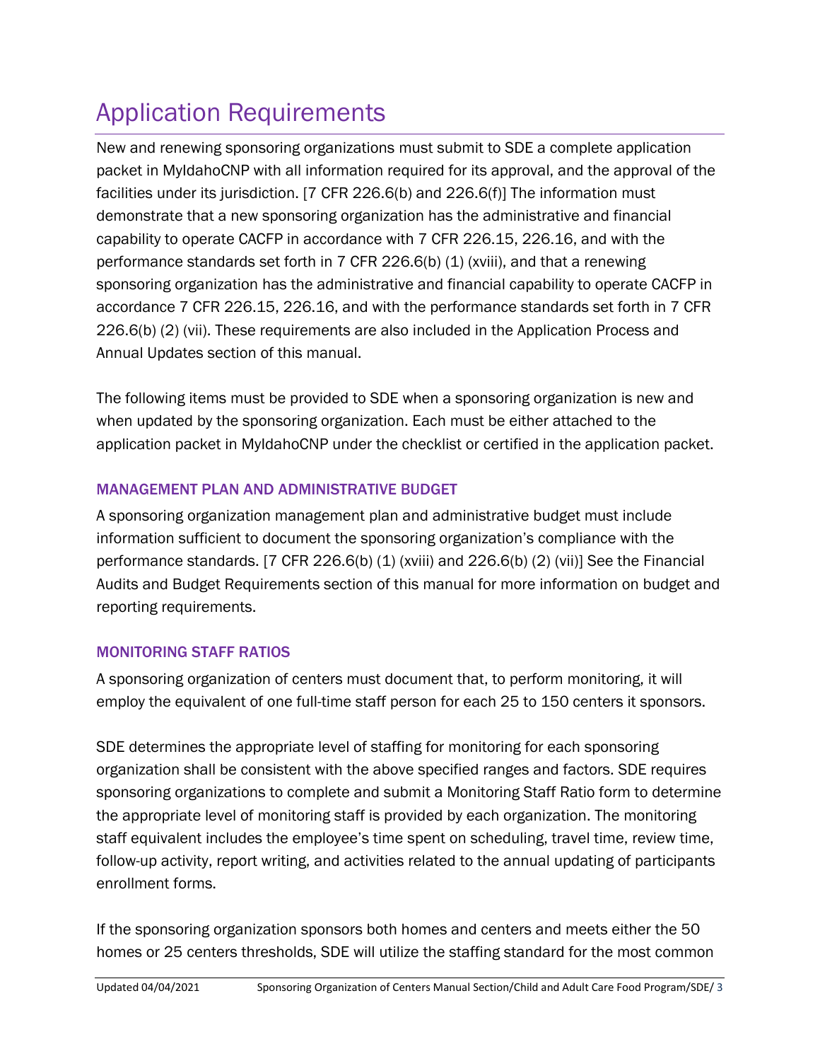# Application Requirements

New and renewing sponsoring organizations must submit to SDE a complete application packet in MyIdahoCNP with all information required for its approval, and the approval of the facilities under its jurisdiction. [7 CFR 226.6(b) and 226.6(f)] The information must demonstrate that a new sponsoring organization has the administrative and financial capability to operate CACFP in accordance with 7 CFR 226.15, 226.16, and with the performance standards set forth in 7 CFR 226.6(b) (1) (xviii), and that a renewing sponsoring organization has the administrative and financial capability to operate CACFP in accordance 7 CFR 226.15, 226.16, and with the performance standards set forth in 7 CFR 226.6(b) (2) (vii). These requirements are also included in the Application Process and Annual Updates section of this manual.

The following items must be provided to SDE when a sponsoring organization is new and when updated by the sponsoring organization. Each must be either attached to the application packet in MyIdahoCNP under the checklist or certified in the application packet.

### MANAGEMENT PLAN AND ADMINISTRATIVE BUDGET

A sponsoring organization management plan and administrative budget must include information sufficient to document the sponsoring organization's compliance with the performance standards. [7 CFR 226.6(b) (1) (xviii) and 226.6(b) (2) (vii)] See the Financial Audits and Budget Requirements section of this manual for more information on budget and reporting requirements.

### MONITORING STAFF RATIOS

A sponsoring organization of centers must document that, to perform monitoring, it will employ the equivalent of one full-time staff person for each 25 to 150 centers it sponsors.

SDE determines the appropriate level of staffing for monitoring for each sponsoring organization shall be consistent with the above specified ranges and factors. SDE requires sponsoring organizations to complete and submit a Monitoring Staff Ratio form to determine the appropriate level of monitoring staff is provided by each organization. The monitoring staff equivalent includes the employee's time spent on scheduling, travel time, review time, follow-up activity, report writing, and activities related to the annual updating of participants enrollment forms.

If the sponsoring organization sponsors both homes and centers and meets either the 50 homes or 25 centers thresholds, SDE will utilize the staffing standard for the most common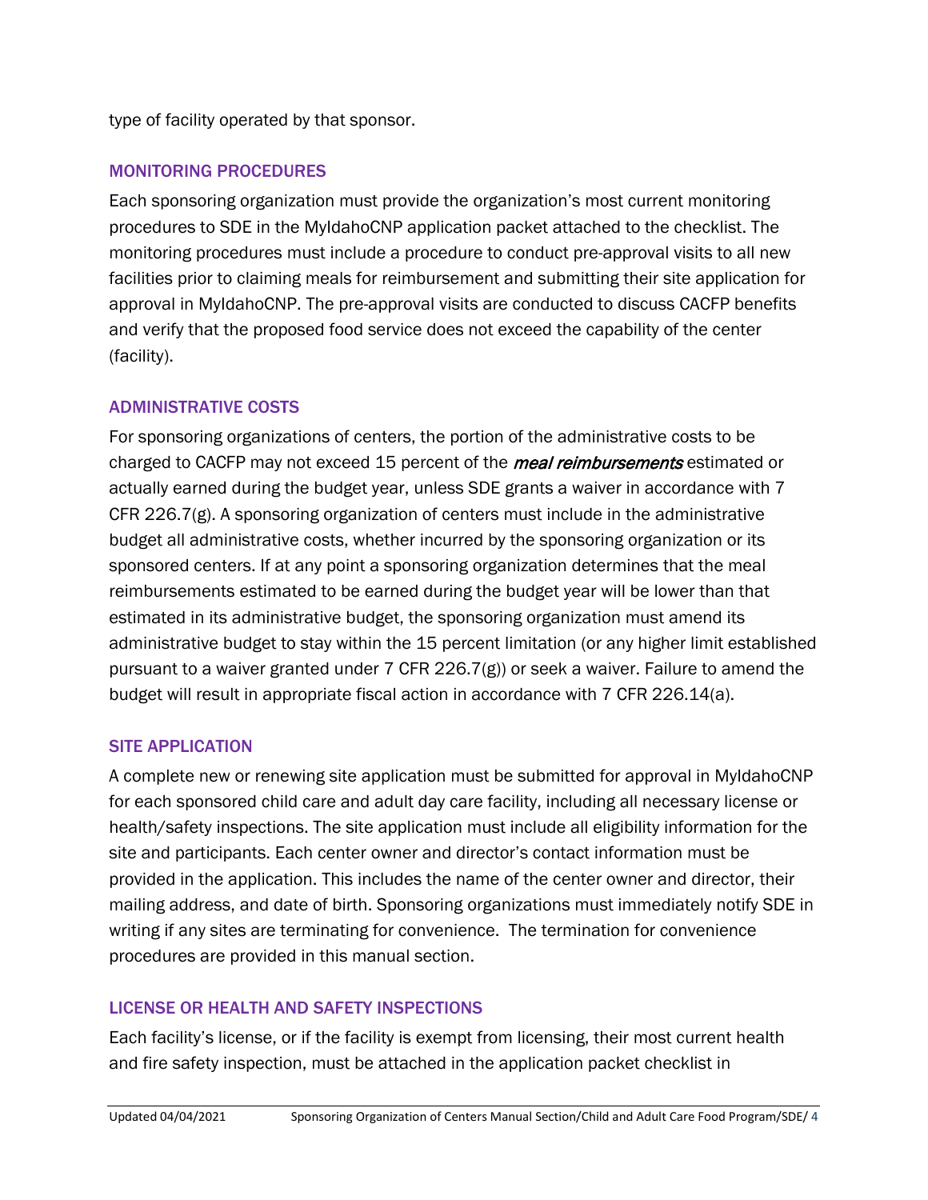type of facility operated by that sponsor.

## MONITORING PROCEDURES

Each sponsoring organization must provide the organization's most current monitoring procedures to SDE in the MyIdahoCNP application packet attached to the checklist. The monitoring procedures must include a procedure to conduct pre-approval visits to all new facilities prior to claiming meals for reimbursement and submitting their site application for approval in MyIdahoCNP. The pre-approval visits are conducted to discuss CACFP benefits and verify that the proposed food service does not exceed the capability of the center (facility).

## ADMINISTRATIVE COSTS

For sponsoring organizations of centers, the portion of the administrative costs to be charged to CACFP may not exceed 15 percent of the ***meal reimbursements*** estimated or actually earned during the budget year, unless SDE grants a waiver in accordance with 7 CFR 226.7(g). A sponsoring organization of centers must include in the administrative budget all administrative costs, whether incurred by the sponsoring organization or its sponsored centers. If at any point a sponsoring organization determines that the meal reimbursements estimated to be earned during the budget year will be lower than that estimated in its administrative budget, the sponsoring organization must amend its administrative budget to stay within the 15 percent limitation (or any higher limit established pursuant to a waiver granted under 7 CFR 226.7(g)) or seek a waiver. Failure to amend the budget will result in appropriate fiscal action in accordance with 7 CFR 226.14(a).

## SITE APPLICATION

A complete new or renewing site application must be submitted for approval in MyIdahoCNP for each sponsored child care and adult day care facility, including all necessary license or health/safety inspections. The site application must include all eligibility information for the site and participants. Each center owner and director's contact information must be provided in the application. This includes the name of the center owner and director, their mailing address, and date of birth. Sponsoring organizations must immediately notify SDE in writing if any sites are terminating for convenience. The termination for convenience procedures are provided in this manual section.

## LICENSE OR HEALTH AND SAFETY INSPECTIONS

Each facility's license, or if the facility is exempt from licensing, their most current health and fire safety inspection, must be attached in the application packet checklist in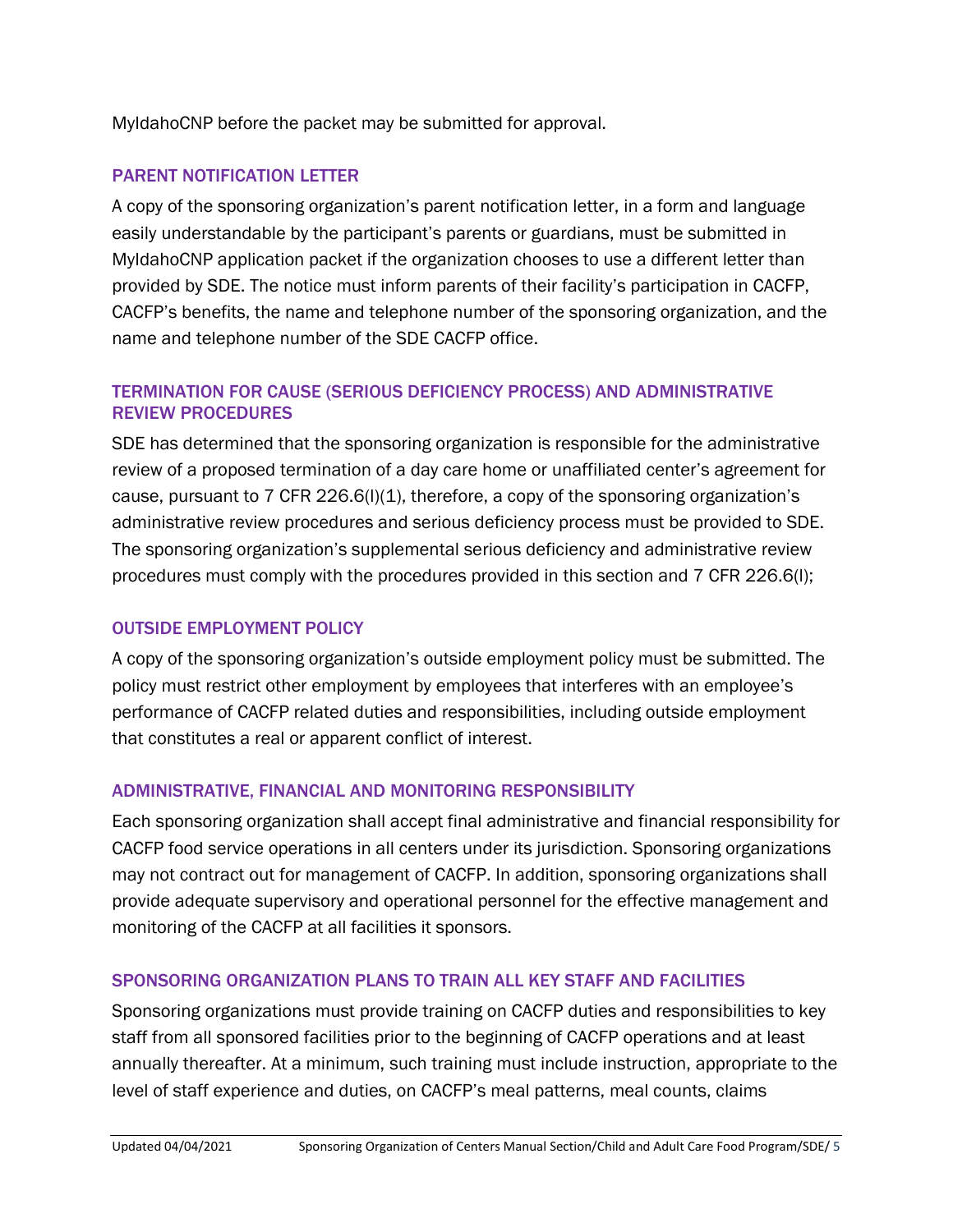MyIdahoCNP before the packet may be submitted for approval.

### PARENT NOTIFICATION LETTER

A copy of the sponsoring organization's parent notification letter, in a form and language easily understandable by the participant's parents or guardians, must be submitted in MyIdahoCNP application packet if the organization chooses to use a different letter than provided by SDE. The notice must inform parents of their facility's participation in CACFP, CACFP's benefits, the name and telephone number of the sponsoring organization, and the name and telephone number of the SDE CACFP office.

### TERMINATION FOR CAUSE (SERIOUS DEFICIENCY PROCESS) AND ADMINISTRATIVE REVIEW PROCEDURES

SDE has determined that the sponsoring organization is responsible for the administrative review of a proposed termination of a day care home or unaffiliated center's agreement for cause, pursuant to 7 CFR 226.6(l)(1), therefore, a copy of the sponsoring organization's administrative review procedures and serious deficiency process must be provided to SDE. The sponsoring organization's supplemental serious deficiency and administrative review procedures must comply with the procedures provided in this section and 7 CFR 226.6(l);

### OUTSIDE EMPLOYMENT POLICY

A copy of the sponsoring organization's outside employment policy must be submitted. The policy must restrict other employment by employees that interferes with an employee's performance of CACFP related duties and responsibilities, including outside employment that constitutes a real or apparent conflict of interest.

### ADMINISTRATIVE, FINANCIAL AND MONITORING RESPONSIBILITY

Each sponsoring organization shall accept final administrative and financial responsibility for CACFP food service operations in all centers under its jurisdiction. Sponsoring organizations may not contract out for management of CACFP. In addition, sponsoring organizations shall provide adequate supervisory and operational personnel for the effective management and monitoring of the CACFP at all facilities it sponsors.

### SPONSORING ORGANIZATION PLANS TO TRAIN ALL KEY STAFF AND FACILITIES

Sponsoring organizations must provide training on CACFP duties and responsibilities to key staff from all sponsored facilities prior to the beginning of CACFP operations and at least annually thereafter. At a minimum, such training must include instruction, appropriate to the level of staff experience and duties, on CACFP's meal patterns, meal counts, claims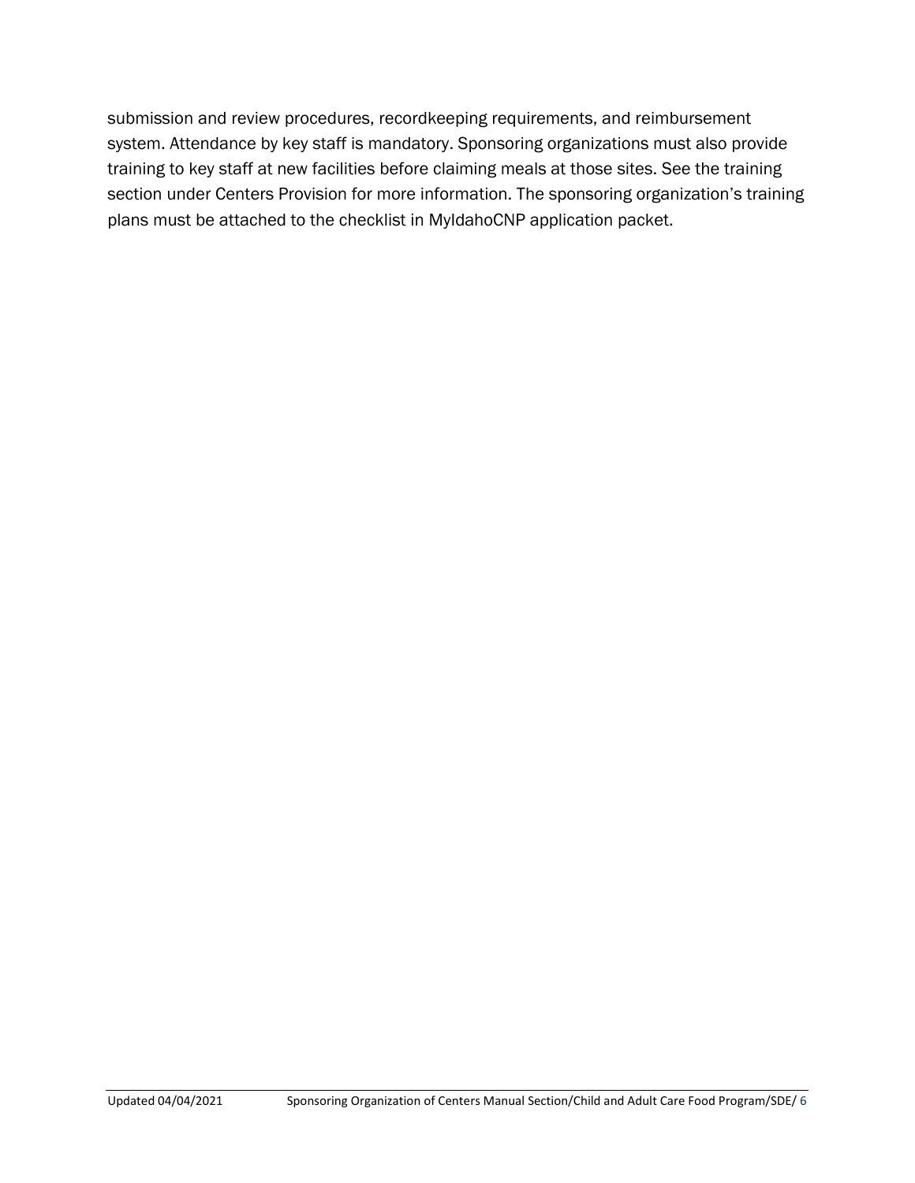submission and review procedures, recordkeeping requirements, and reimbursement system. Attendance by key staff is mandatory. Sponsoring organizations must also provide training to key staff at new facilities before claiming meals at those sites. See the training section under Centers Provision for more information. The sponsoring organization's training plans must be attached to the checklist in MyIdahoCNP application packet.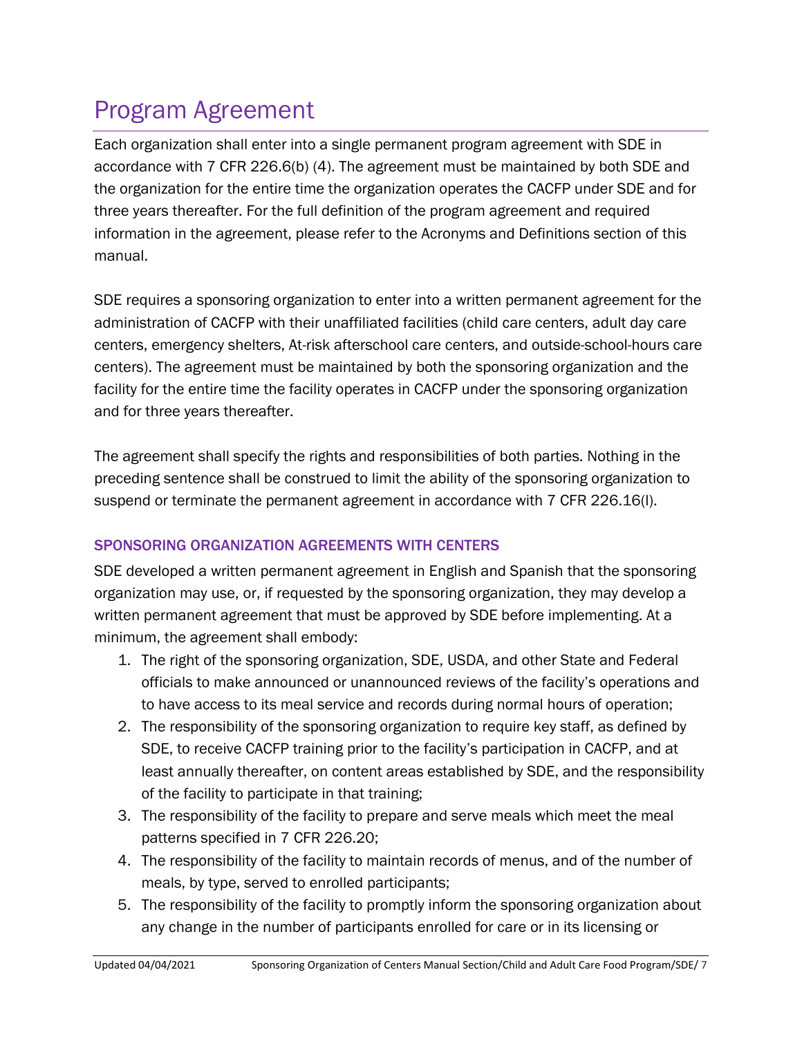# Program Agreement

Each organization shall enter into a single permanent program agreement with SDE in accordance with 7 CFR 226.6(b) (4). The agreement must be maintained by both SDE and the organization for the entire time the organization operates the CACFP under SDE and for three years thereafter. For the full definition of the program agreement and required information in the agreement, please refer to the Acronyms and Definitions section of this manual.

SDE requires a sponsoring organization to enter into a written permanent agreement for the administration of CACFP with their unaffiliated facilities (child care centers, adult day care centers, emergency shelters, At-risk afterschool care centers, and outside-school-hours care centers). The agreement must be maintained by both the sponsoring organization and the facility for the entire time the facility operates in CACFP under the sponsoring organization and for three years thereafter.

The agreement shall specify the rights and responsibilities of both parties. Nothing in the preceding sentence shall be construed to limit the ability of the sponsoring organization to suspend or terminate the permanent agreement in accordance with 7 CFR 226.16(l).

### SPONSORING ORGANIZATION AGREEMENTS WITH CENTERS

SDE developed a written permanent agreement in English and Spanish that the sponsoring organization may use, or, if requested by the sponsoring organization, they may develop a written permanent agreement that must be approved by SDE before implementing. At a minimum, the agreement shall embody:

1. The right of the sponsoring organization, SDE, USDA, and other State and Federal officials to make announced or unannounced reviews of the facility's operations and to have access to its meal service and records during normal hours of operation;
2. The responsibility of the sponsoring organization to require key staff, as defined by SDE, to receive CACFP training prior to the facility's participation in CACFP, and at least annually thereafter, on content areas established by SDE, and the responsibility of the facility to participate in that training;
3. The responsibility of the facility to prepare and serve meals which meet the meal patterns specified in 7 CFR 226.20;
4. The responsibility of the facility to maintain records of menus, and of the number of meals, by type, served to enrolled participants;
5. The responsibility of the facility to promptly inform the sponsoring organization about any change in the number of participants enrolled for care or in its licensing or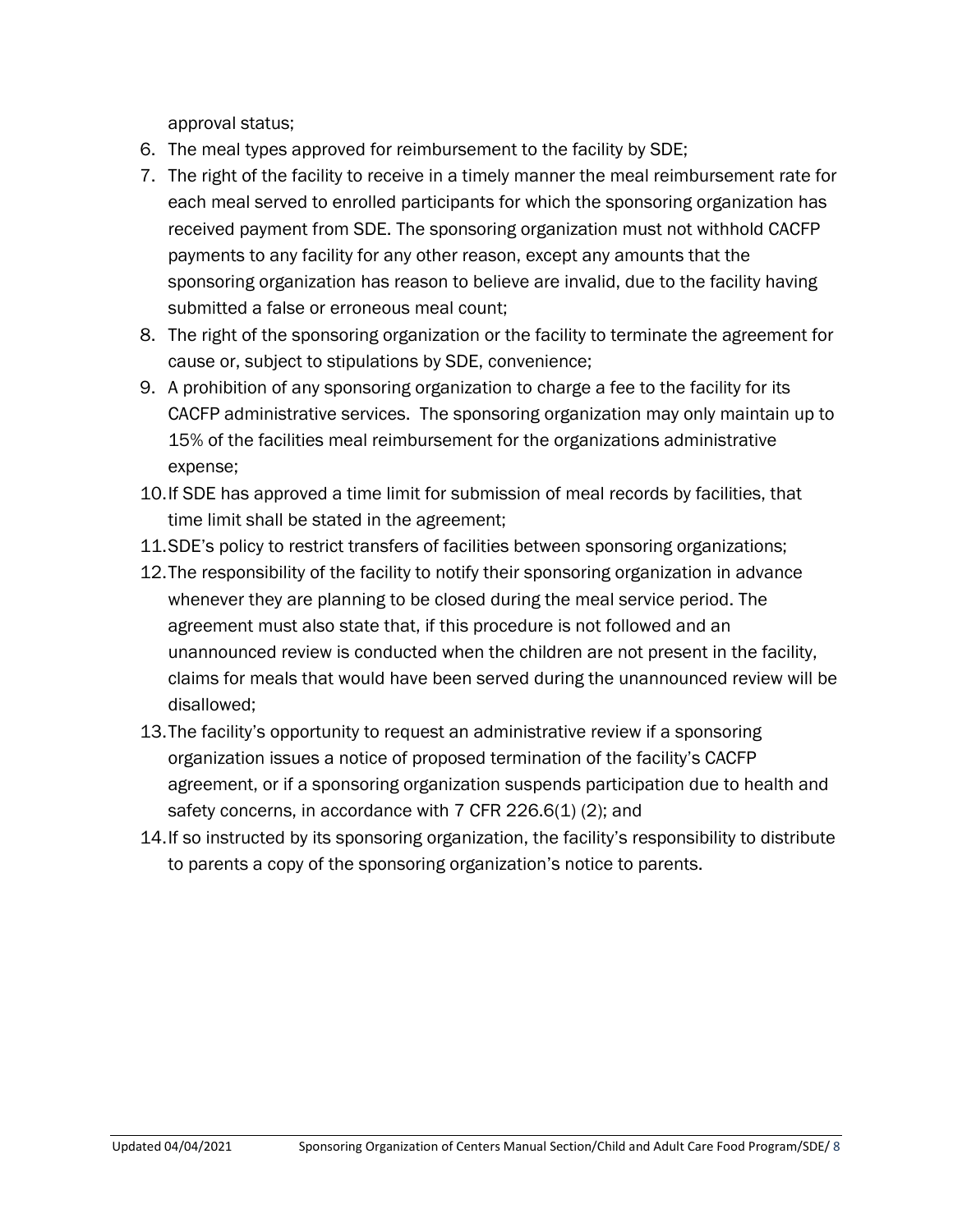approval status;

6. The meal types approved for reimbursement to the facility by SDE;
7. The right of the facility to receive in a timely manner the meal reimbursement rate for each meal served to enrolled participants for which the sponsoring organization has received payment from SDE. The sponsoring organization must not withhold CACFP payments to any facility for any other reason, except any amounts that the sponsoring organization has reason to believe are invalid, due to the facility having submitted a false or erroneous meal count;
8. The right of the sponsoring organization or the facility to terminate the agreement for cause or, subject to stipulations by SDE, convenience;
9. A prohibition of any sponsoring organization to charge a fee to the facility for its CACFP administrative services. The sponsoring organization may only maintain up to 15% of the facilities meal reimbursement for the organizations administrative expense;
10. If SDE has approved a time limit for submission of meal records by facilities, that time limit shall be stated in the agreement;
11. SDE's policy to restrict transfers of facilities between sponsoring organizations;
12. The responsibility of the facility to notify their sponsoring organization in advance whenever they are planning to be closed during the meal service period. The agreement must also state that, if this procedure is not followed and an unannounced review is conducted when the children are not present in the facility, claims for meals that would have been served during the unannounced review will be disallowed;
13. The facility's opportunity to request an administrative review if a sponsoring organization issues a notice of proposed termination of the facility's CACFP agreement, or if a sponsoring organization suspends participation due to health and safety concerns, in accordance with 7 CFR 226.6(1) (2); and
14. If so instructed by its sponsoring organization, the facility's responsibility to distribute to parents a copy of the sponsoring organization's notice to parents.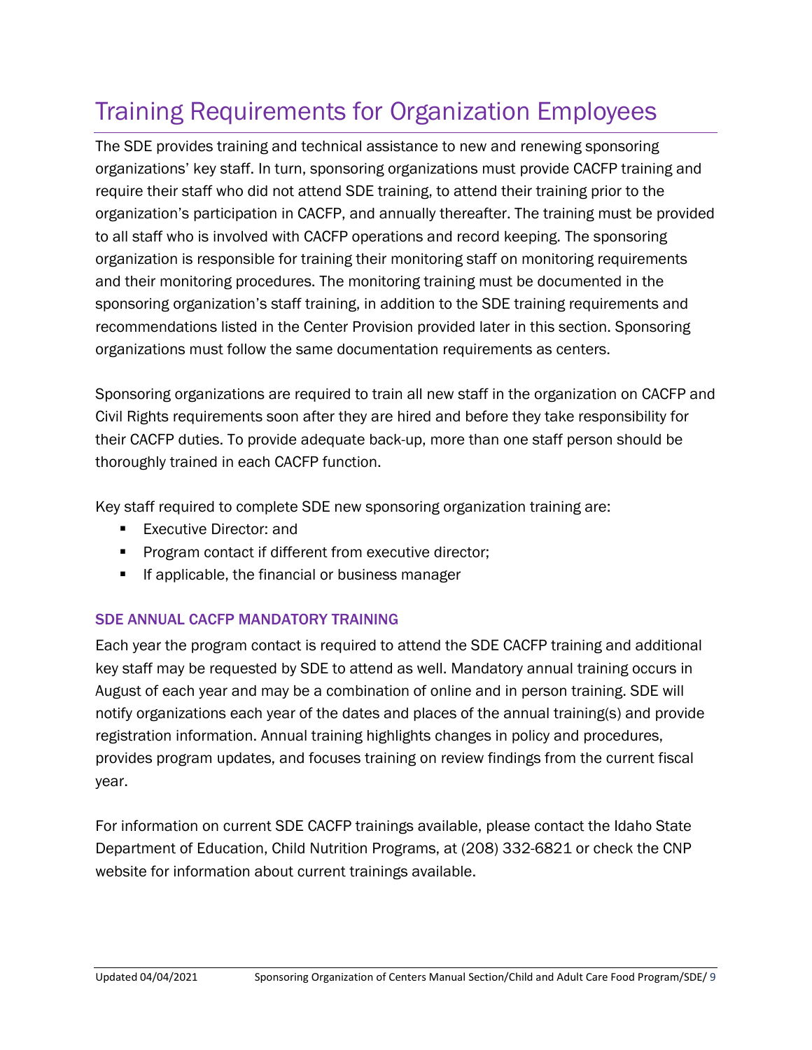# Training Requirements for Organization Employees

The SDE provides training and technical assistance to new and renewing sponsoring organizations' key staff. In turn, sponsoring organizations must provide CACFP training and require their staff who did not attend SDE training, to attend their training prior to the organization's participation in CACFP, and annually thereafter. The training must be provided to all staff who is involved with CACFP operations and record keeping. The sponsoring organization is responsible for training their monitoring staff on monitoring requirements and their monitoring procedures. The monitoring training must be documented in the sponsoring organization's staff training, in addition to the SDE training requirements and recommendations listed in the Center Provision provided later in this section. Sponsoring organizations must follow the same documentation requirements as centers.

Sponsoring organizations are required to train all new staff in the organization on CACFP and Civil Rights requirements soon after they are hired and before they take responsibility for their CACFP duties. To provide adequate back-up, more than one staff person should be thoroughly trained in each CACFP function.

Key staff required to complete SDE new sponsoring organization training are:

- Executive Director: and
- Program contact if different from executive director;
- If applicable, the financial or business manager

### SDE ANNUAL CACFP MANDATORY TRAINING

Each year the program contact is required to attend the SDE CACFP training and additional key staff may be requested by SDE to attend as well. Mandatory annual training occurs in August of each year and may be a combination of online and in person training. SDE will notify organizations each year of the dates and places of the annual training(s) and provide registration information. Annual training highlights changes in policy and procedures, provides program updates, and focuses training on review findings from the current fiscal year.

For information on current SDE CACFP trainings available, please contact the Idaho State Department of Education, Child Nutrition Programs, at (208) 332-6821 or check the CNP website for information about current trainings available.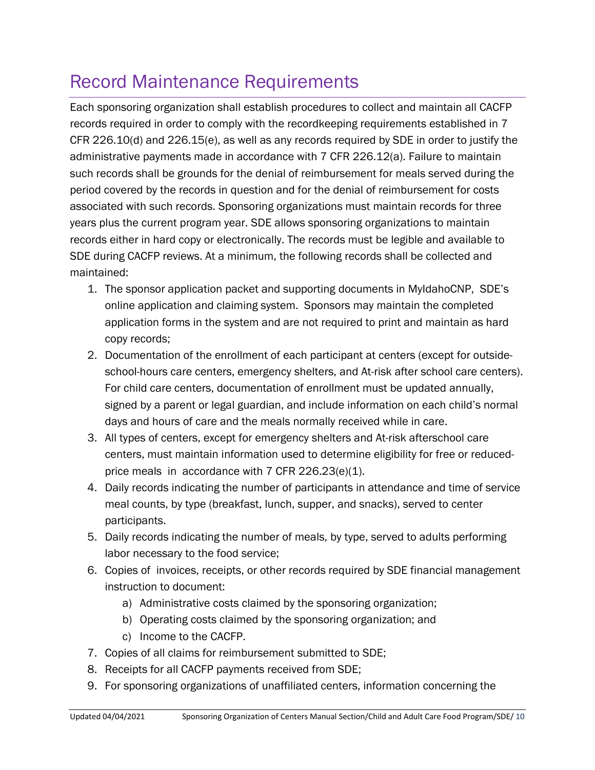# Record Maintenance Requirements

Each sponsoring organization shall establish procedures to collect and maintain all CACFP records required in order to comply with the recordkeeping requirements established in 7 CFR 226.10(d) and 226.15(e), as well as any records required by SDE in order to justify the administrative payments made in accordance with 7 CFR 226.12(a). Failure to maintain such records shall be grounds for the denial of reimbursement for meals served during the period covered by the records in question and for the denial of reimbursement for costs associated with such records. Sponsoring organizations must maintain records for three years plus the current program year. SDE allows sponsoring organizations to maintain records either in hard copy or electronically. The records must be legible and available to SDE during CACFP reviews. At a minimum, the following records shall be collected and maintained:

1. The sponsor application packet and supporting documents in MyIdahoCNP, SDE's online application and claiming system. Sponsors may maintain the completed application forms in the system and are not required to print and maintain as hard copy records;
2. Documentation of the enrollment of each participant at centers (except for outside-school-hours care centers, emergency shelters, and At-risk after school care centers). For child care centers, documentation of enrollment must be updated annually, signed by a parent or legal guardian, and include information on each child's normal days and hours of care and the meals normally received while in care.
3. All types of centers, except for emergency shelters and At-risk afterschool care centers, must maintain information used to determine eligibility for free or reduced-price meals in accordance with 7 CFR 226.23(e)(1).
4. Daily records indicating the number of participants in attendance and time of service meal counts, by type (breakfast, lunch, supper, and snacks), served to center participants.
5. Daily records indicating the number of meals, by type, served to adults performing labor necessary to the food service;
6. Copies of invoices, receipts, or other records required by SDE financial management instruction to document:
   a) Administrative costs claimed by the sponsoring organization;
   b) Operating costs claimed by the sponsoring organization; and
   c) Income to the CACFP.
7. Copies of all claims for reimbursement submitted to SDE;
8. Receipts for all CACFP payments received from SDE;
9. For sponsoring organizations of unaffiliated centers, information concerning the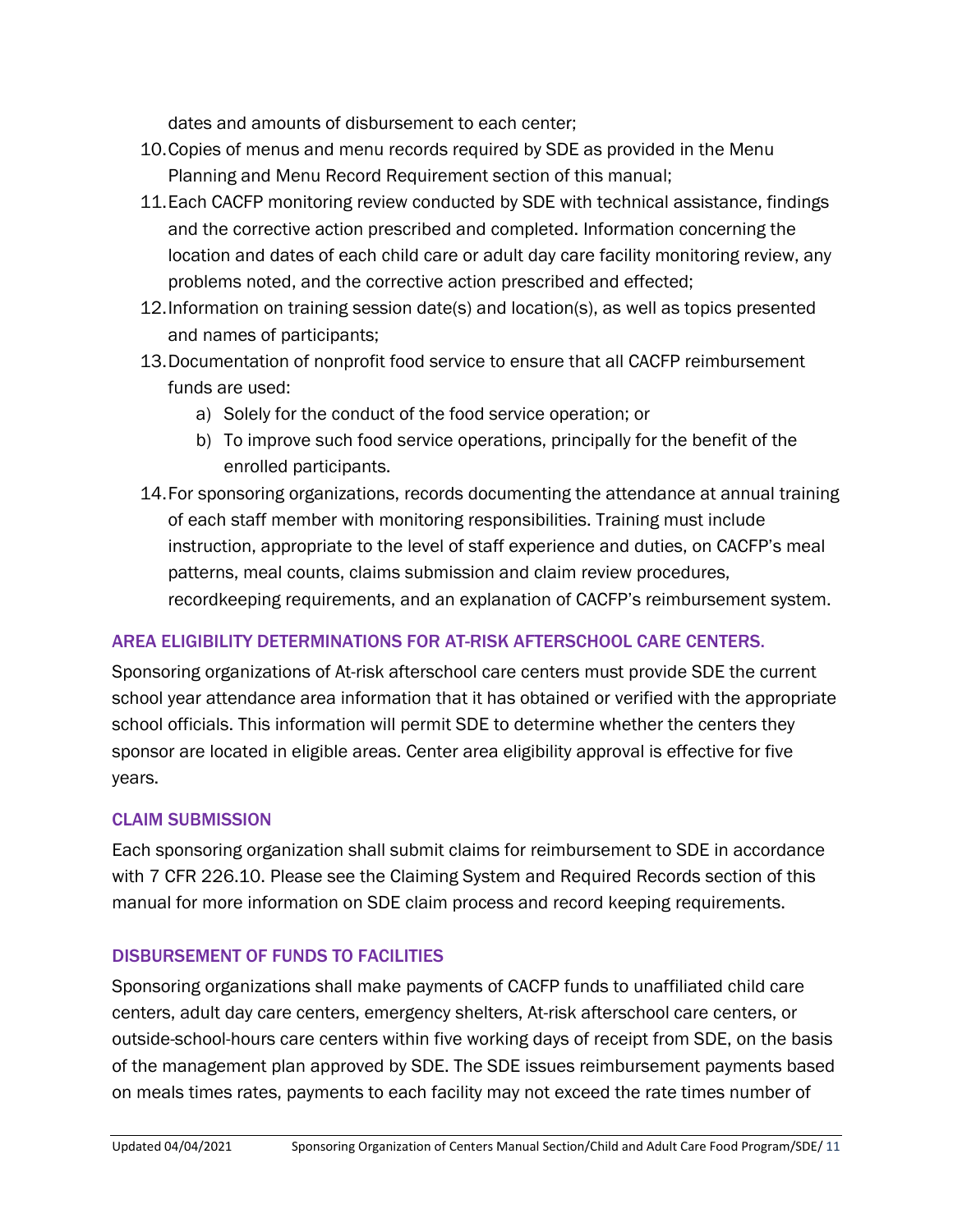dates and amounts of disbursement to each center;

10. Copies of menus and menu records required by SDE as provided in the Menu Planning and Menu Record Requirement section of this manual;
11. Each CACFP monitoring review conducted by SDE with technical assistance, findings and the corrective action prescribed and completed. Information concerning the location and dates of each child care or adult day care facility monitoring review, any problems noted, and the corrective action prescribed and effected;
12. Information on training session date(s) and location(s), as well as topics presented and names of participants;
13. Documentation of nonprofit food service to ensure that all CACFP reimbursement funds are used:
    a) Solely for the conduct of the food service operation; or
    b) To improve such food service operations, principally for the benefit of the enrolled participants.
14. For sponsoring organizations, records documenting the attendance at annual training of each staff member with monitoring responsibilities. Training must include instruction, appropriate to the level of staff experience and duties, on CACFP's meal patterns, meal counts, claims submission and claim review procedures, recordkeeping requirements, and an explanation of CACFP's reimbursement system.

### AREA ELIGIBILITY DETERMINATIONS FOR AT-RISK AFTERSCHOOL CARE CENTERS.

Sponsoring organizations of At-risk afterschool care centers must provide SDE the current school year attendance area information that it has obtained or verified with the appropriate school officials. This information will permit SDE to determine whether the centers they sponsor are located in eligible areas. Center area eligibility approval is effective for five years.

### CLAIM SUBMISSION

Each sponsoring organization shall submit claims for reimbursement to SDE in accordance with 7 CFR 226.10. Please see the Claiming System and Required Records section of this manual for more information on SDE claim process and record keeping requirements.

### DISBURSEMENT OF FUNDS TO FACILITIES

Sponsoring organizations shall make payments of CACFP funds to unaffiliated child care centers, adult day care centers, emergency shelters, At-risk afterschool care centers, or outside-school-hours care centers within five working days of receipt from SDE, on the basis of the management plan approved by SDE. The SDE issues reimbursement payments based on meals times rates, payments to each facility may not exceed the rate times number of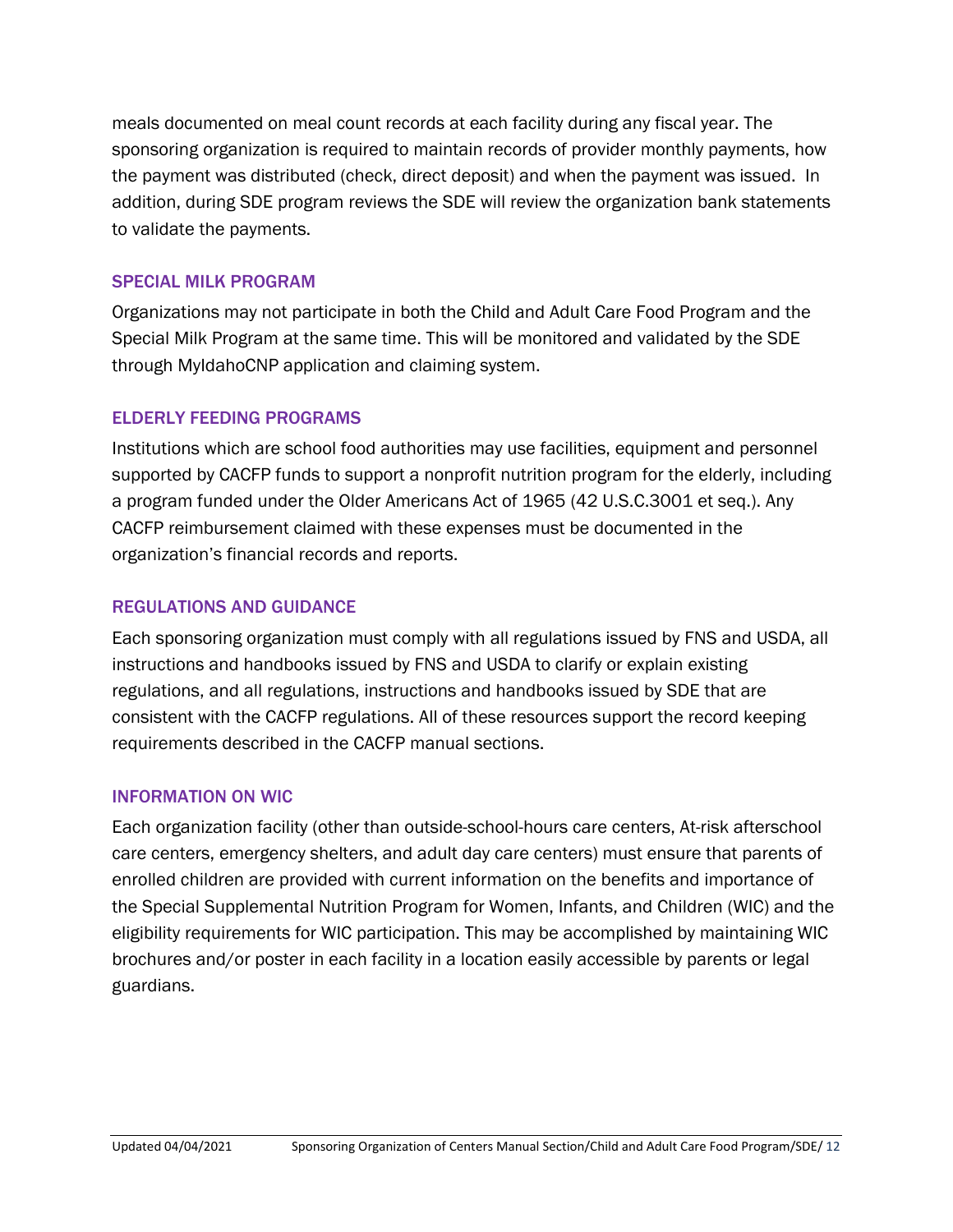meals documented on meal count records at each facility during any fiscal year. The sponsoring organization is required to maintain records of provider monthly payments, how the payment was distributed (check, direct deposit) and when the payment was issued. In addition, during SDE program reviews the SDE will review the organization bank statements to validate the payments.

## SPECIAL MILK PROGRAM

Organizations may not participate in both the Child and Adult Care Food Program and the Special Milk Program at the same time. This will be monitored and validated by the SDE through MyIdahoCNP application and claiming system.

## ELDERLY FEEDING PROGRAMS

Institutions which are school food authorities may use facilities, equipment and personnel supported by CACFP funds to support a nonprofit nutrition program for the elderly, including a program funded under the Older Americans Act of 1965 (42 U.S.C.3001 et seq.). Any CACFP reimbursement claimed with these expenses must be documented in the organization's financial records and reports.

## REGULATIONS AND GUIDANCE

Each sponsoring organization must comply with all regulations issued by FNS and USDA, all instructions and handbooks issued by FNS and USDA to clarify or explain existing regulations, and all regulations, instructions and handbooks issued by SDE that are consistent with the CACFP regulations. All of these resources support the record keeping requirements described in the CACFP manual sections.

## INFORMATION ON WIC

Each organization facility (other than outside-school-hours care centers, At-risk afterschool care centers, emergency shelters, and adult day care centers) must ensure that parents of enrolled children are provided with current information on the benefits and importance of the Special Supplemental Nutrition Program for Women, Infants, and Children (WIC) and the eligibility requirements for WIC participation. This may be accomplished by maintaining WIC brochures and/or poster in each facility in a location easily accessible by parents or legal guardians.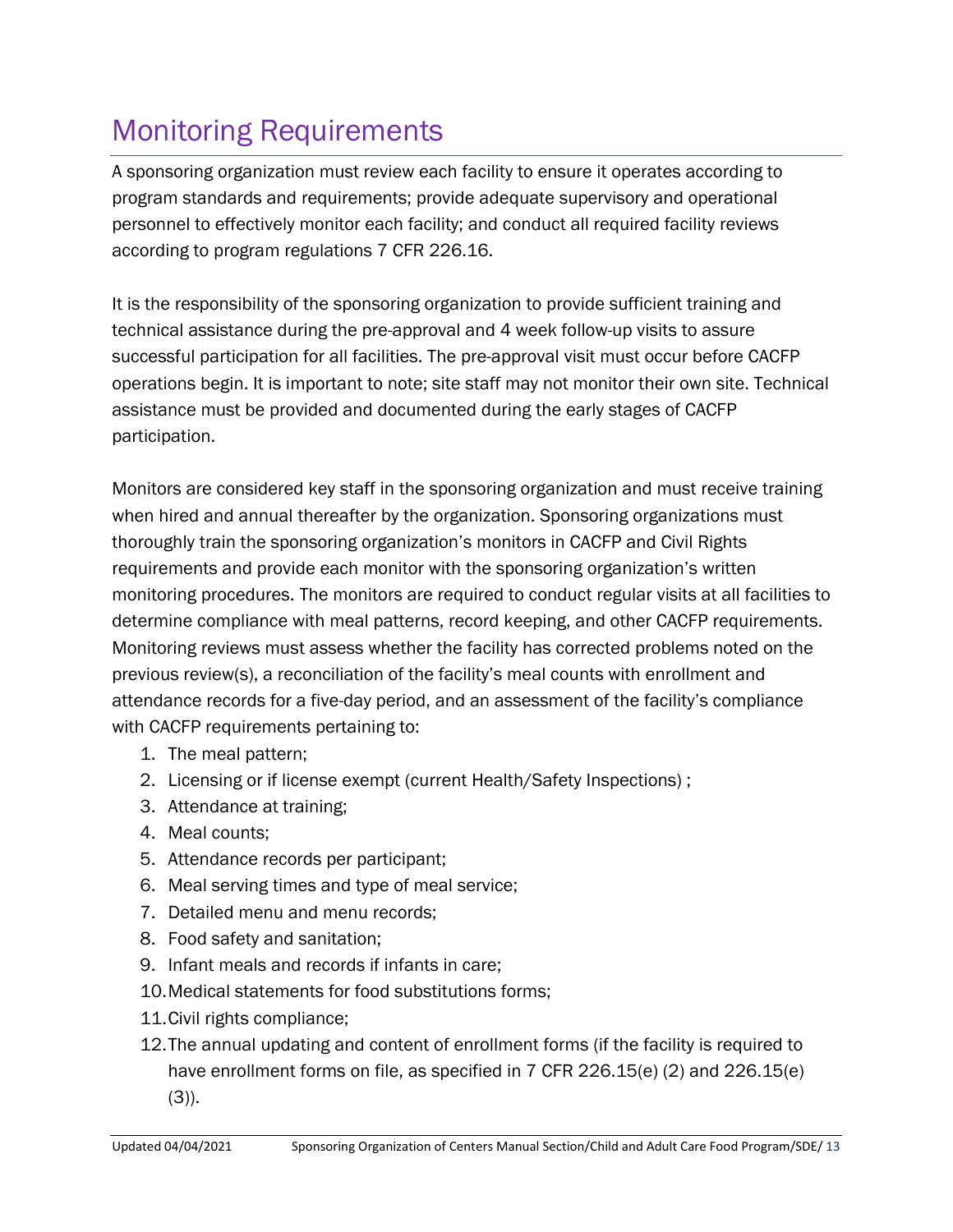# Monitoring Requirements

A sponsoring organization must review each facility to ensure it operates according to program standards and requirements; provide adequate supervisory and operational personnel to effectively monitor each facility; and conduct all required facility reviews according to program regulations 7 CFR 226.16.

It is the responsibility of the sponsoring organization to provide sufficient training and technical assistance during the pre-approval and 4 week follow-up visits to assure successful participation for all facilities. The pre-approval visit must occur before CACFP operations begin. It is important to note; site staff may not monitor their own site. Technical assistance must be provided and documented during the early stages of CACFP participation.

Monitors are considered key staff in the sponsoring organization and must receive training when hired and annual thereafter by the organization. Sponsoring organizations must thoroughly train the sponsoring organization's monitors in CACFP and Civil Rights requirements and provide each monitor with the sponsoring organization's written monitoring procedures. The monitors are required to conduct regular visits at all facilities to determine compliance with meal patterns, record keeping, and other CACFP requirements. Monitoring reviews must assess whether the facility has corrected problems noted on the previous review(s), a reconciliation of the facility's meal counts with enrollment and attendance records for a five-day period, and an assessment of the facility's compliance with CACFP requirements pertaining to:

1. The meal pattern;
2. Licensing or if license exempt (current Health/Safety Inspections) ;
3. Attendance at training;
4. Meal counts;
5. Attendance records per participant;
6. Meal serving times and type of meal service;
7. Detailed menu and menu records;
8. Food safety and sanitation;
9. Infant meals and records if infants in care;
10. Medical statements for food substitutions forms;
11. Civil rights compliance;
12. The annual updating and content of enrollment forms (if the facility is required to have enrollment forms on file, as specified in 7 CFR 226.15(e) (2) and 226.15(e) (3)).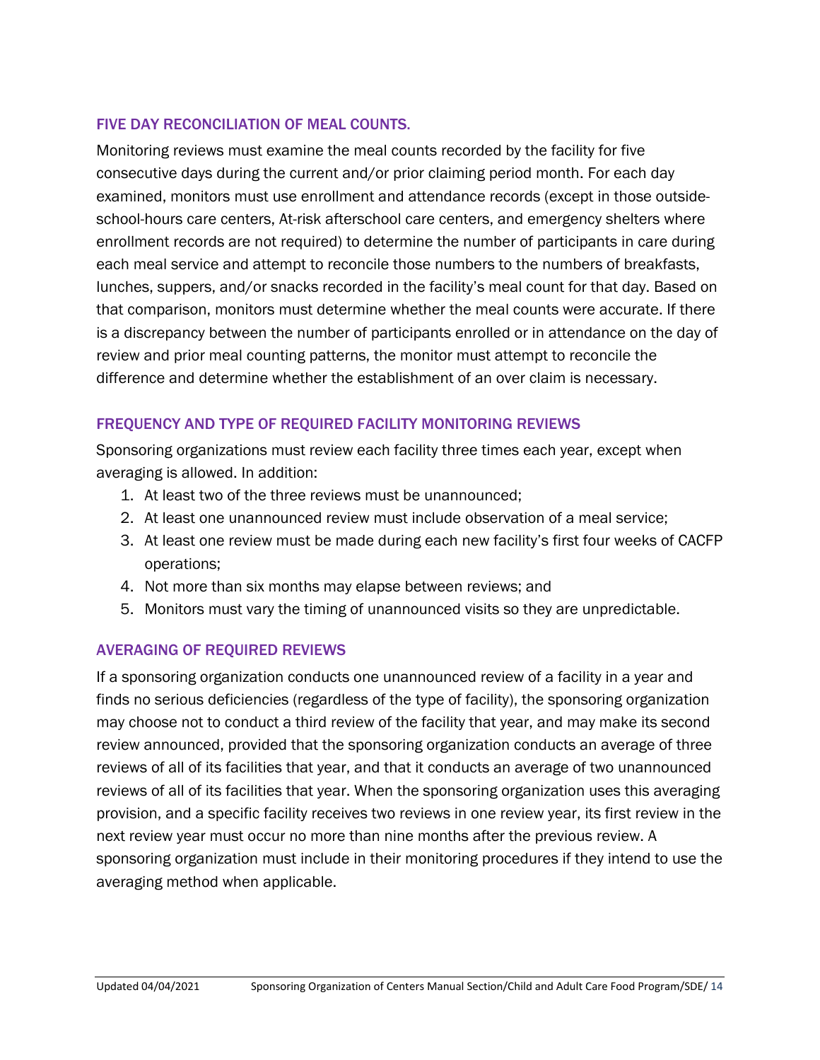### FIVE DAY RECONCILIATION OF MEAL COUNTS.

Monitoring reviews must examine the meal counts recorded by the facility for five consecutive days during the current and/or prior claiming period month. For each day examined, monitors must use enrollment and attendance records (except in those outside-school-hours care centers, At-risk afterschool care centers, and emergency shelters where enrollment records are not required) to determine the number of participants in care during each meal service and attempt to reconcile those numbers to the numbers of breakfasts, lunches, suppers, and/or snacks recorded in the facility's meal count for that day. Based on that comparison, monitors must determine whether the meal counts were accurate. If there is a discrepancy between the number of participants enrolled or in attendance on the day of review and prior meal counting patterns, the monitor must attempt to reconcile the difference and determine whether the establishment of an over claim is necessary.

### FREQUENCY AND TYPE OF REQUIRED FACILITY MONITORING REVIEWS

Sponsoring organizations must review each facility three times each year, except when averaging is allowed. In addition:

1. At least two of the three reviews must be unannounced;
2. At least one unannounced review must include observation of a meal service;
3. At least one review must be made during each new facility's first four weeks of CACFP operations;
4. Not more than six months may elapse between reviews; and
5. Monitors must vary the timing of unannounced visits so they are unpredictable.

### AVERAGING OF REQUIRED REVIEWS

If a sponsoring organization conducts one unannounced review of a facility in a year and finds no serious deficiencies (regardless of the type of facility), the sponsoring organization may choose not to conduct a third review of the facility that year, and may make its second review announced, provided that the sponsoring organization conducts an average of three reviews of all of its facilities that year, and that it conducts an average of two unannounced reviews of all of its facilities that year. When the sponsoring organization uses this averaging provision, and a specific facility receives two reviews in one review year, its first review in the next review year must occur no more than nine months after the previous review. A sponsoring organization must include in their monitoring procedures if they intend to use the averaging method when applicable.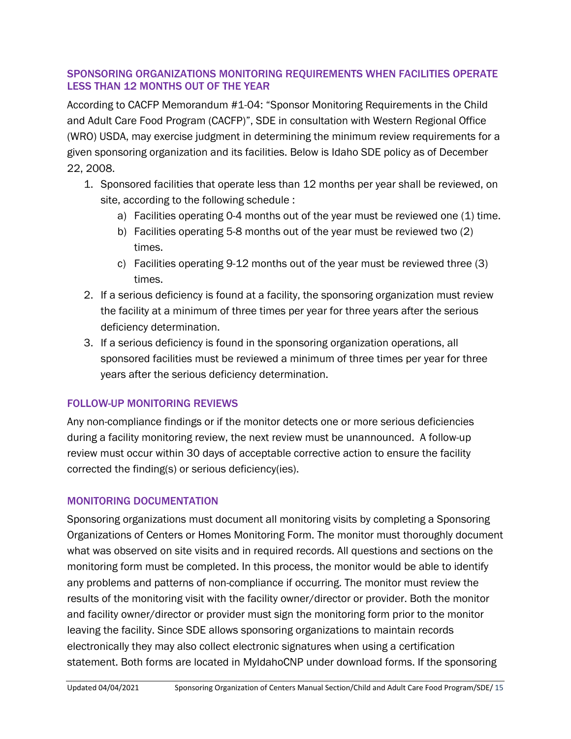## SPONSORING ORGANIZATIONS MONITORING REQUIREMENTS WHEN FACILITIES OPERATE LESS THAN 12 MONTHS OUT OF THE YEAR

According to CACFP Memorandum #1-04: "Sponsor Monitoring Requirements in the Child and Adult Care Food Program (CACFP)", SDE in consultation with Western Regional Office (WRO) USDA, may exercise judgment in determining the minimum review requirements for a given sponsoring organization and its facilities. Below is Idaho SDE policy as of December 22, 2008.

1. Sponsored facilities that operate less than 12 months per year shall be reviewed, on site, according to the following schedule :
   a) Facilities operating 0-4 months out of the year must be reviewed one (1) time.
   b) Facilities operating 5-8 months out of the year must be reviewed two (2) times.
   c) Facilities operating 9-12 months out of the year must be reviewed three (3) times.
2. If a serious deficiency is found at a facility, the sponsoring organization must review the facility at a minimum of three times per year for three years after the serious deficiency determination.
3. If a serious deficiency is found in the sponsoring organization operations, all sponsored facilities must be reviewed a minimum of three times per year for three years after the serious deficiency determination.

## FOLLOW-UP MONITORING REVIEWS

Any non-compliance findings or if the monitor detects one or more serious deficiencies during a facility monitoring review, the next review must be unannounced. A follow-up review must occur within 30 days of acceptable corrective action to ensure the facility corrected the finding(s) or serious deficiency(ies).

## MONITORING DOCUMENTATION

Sponsoring organizations must document all monitoring visits by completing a Sponsoring Organizations of Centers or Homes Monitoring Form. The monitor must thoroughly document what was observed on site visits and in required records. All questions and sections on the monitoring form must be completed. In this process, the monitor would be able to identify any problems and patterns of non-compliance if occurring. The monitor must review the results of the monitoring visit with the facility owner/director or provider. Both the monitor and facility owner/director or provider must sign the monitoring form prior to the monitor leaving the facility. Since SDE allows sponsoring organizations to maintain records electronically they may also collect electronic signatures when using a certification statement. Both forms are located in MyIdahoCNP under download forms. If the sponsoring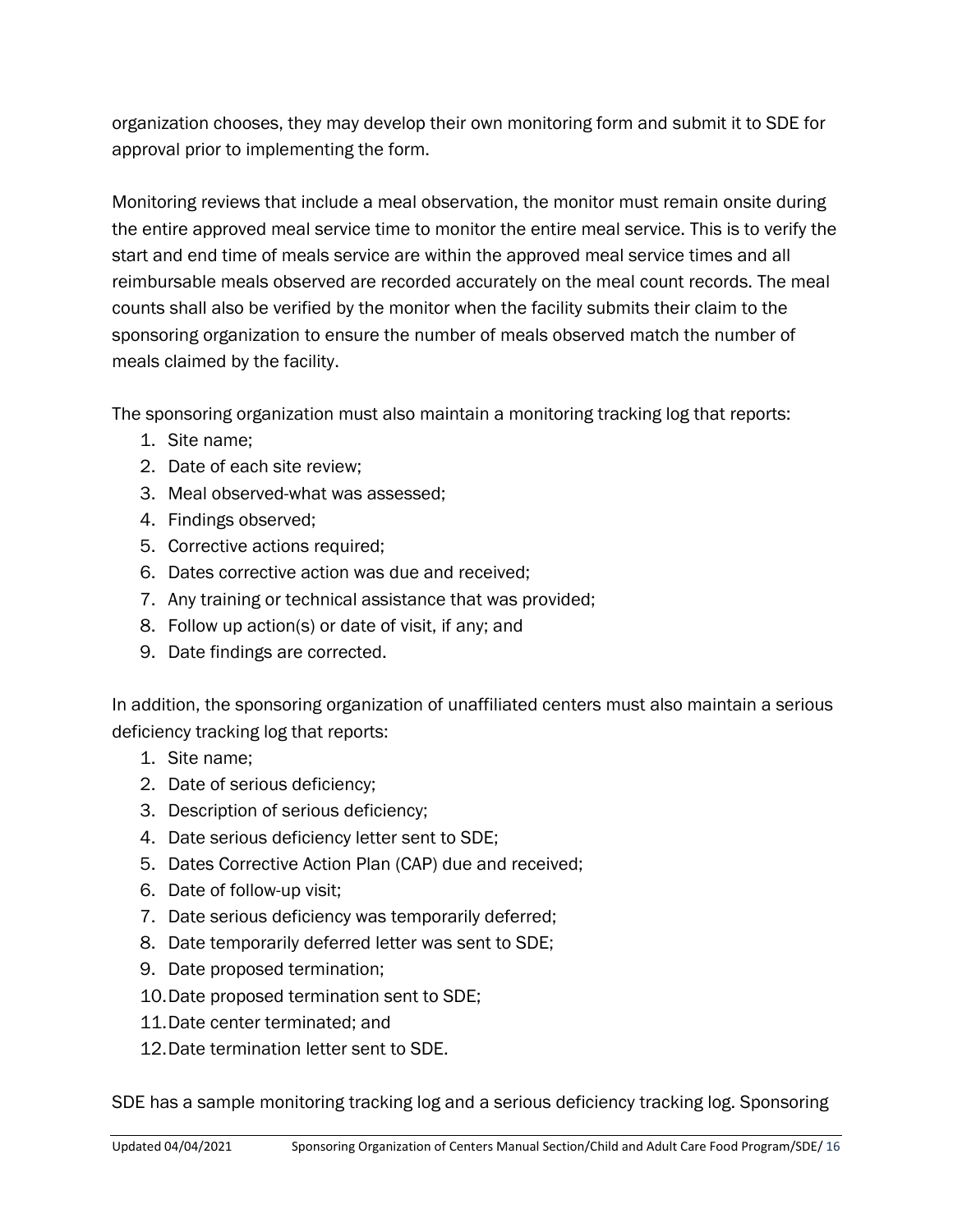organization chooses, they may develop their own monitoring form and submit it to SDE for approval prior to implementing the form.

Monitoring reviews that include a meal observation, the monitor must remain onsite during the entire approved meal service time to monitor the entire meal service. This is to verify the start and end time of meals service are within the approved meal service times and all reimbursable meals observed are recorded accurately on the meal count records. The meal counts shall also be verified by the monitor when the facility submits their claim to the sponsoring organization to ensure the number of meals observed match the number of meals claimed by the facility.

The sponsoring organization must also maintain a monitoring tracking log that reports:

1. Site name;
2. Date of each site review;
3. Meal observed-what was assessed;
4. Findings observed;
5. Corrective actions required;
6. Dates corrective action was due and received;
7. Any training or technical assistance that was provided;
8. Follow up action(s) or date of visit, if any; and
9. Date findings are corrected.

In addition, the sponsoring organization of unaffiliated centers must also maintain a serious deficiency tracking log that reports:

1. Site name;
2. Date of serious deficiency;
3. Description of serious deficiency;
4. Date serious deficiency letter sent to SDE;
5. Dates Corrective Action Plan (CAP) due and received;
6. Date of follow-up visit;
7. Date serious deficiency was temporarily deferred;
8. Date temporarily deferred letter was sent to SDE;
9. Date proposed termination;
10. Date proposed termination sent to SDE;
11. Date center terminated; and
12. Date termination letter sent to SDE.

SDE has a sample monitoring tracking log and a serious deficiency tracking log. Sponsoring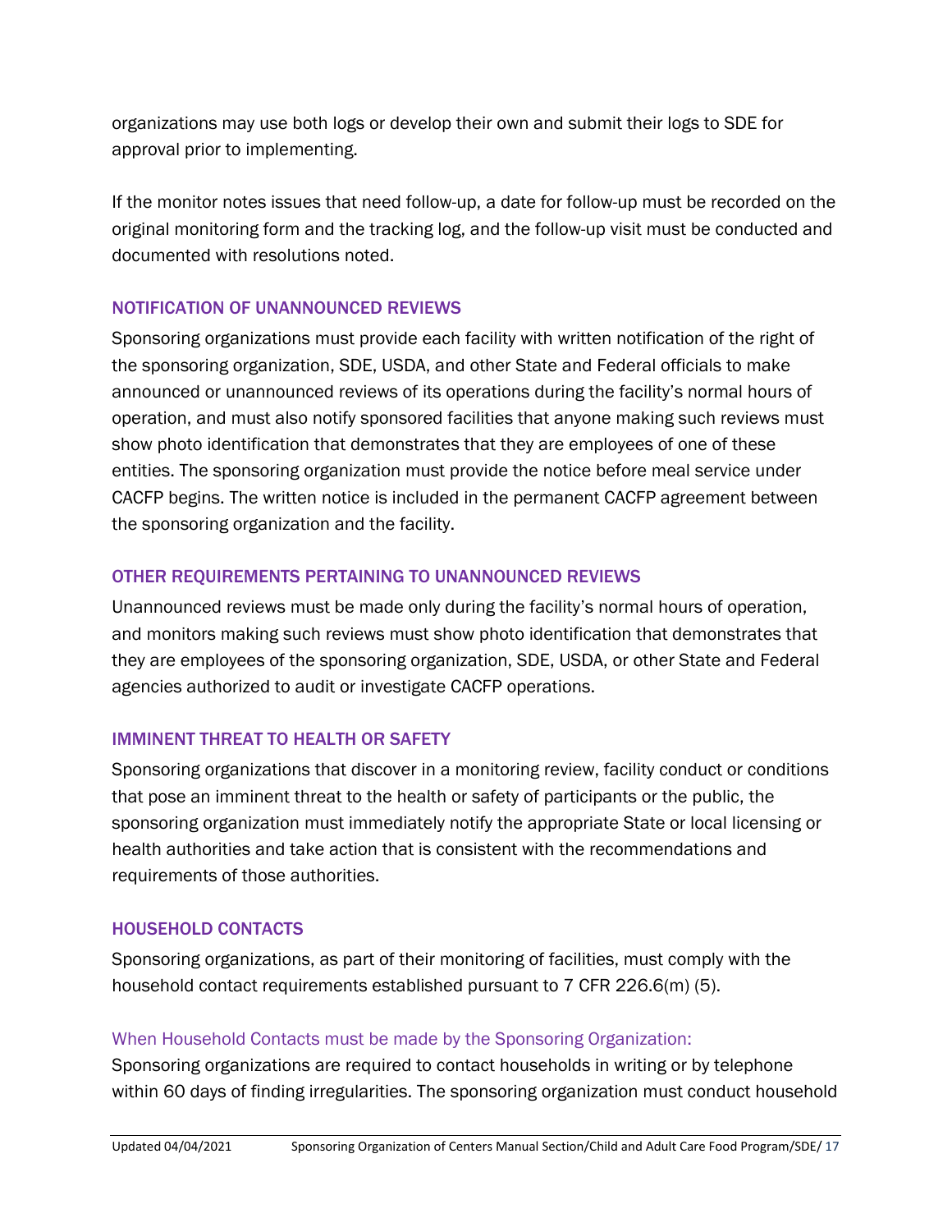organizations may use both logs or develop their own and submit their logs to SDE for approval prior to implementing.

If the monitor notes issues that need follow-up, a date for follow-up must be recorded on the original monitoring form and the tracking log, and the follow-up visit must be conducted and documented with resolutions noted.

### NOTIFICATION OF UNANNOUNCED REVIEWS

Sponsoring organizations must provide each facility with written notification of the right of the sponsoring organization, SDE, USDA, and other State and Federal officials to make announced or unannounced reviews of its operations during the facility's normal hours of operation, and must also notify sponsored facilities that anyone making such reviews must show photo identification that demonstrates that they are employees of one of these entities. The sponsoring organization must provide the notice before meal service under CACFP begins. The written notice is included in the permanent CACFP agreement between the sponsoring organization and the facility.

### OTHER REQUIREMENTS PERTAINING TO UNANNOUNCED REVIEWS

Unannounced reviews must be made only during the facility's normal hours of operation, and monitors making such reviews must show photo identification that demonstrates that they are employees of the sponsoring organization, SDE, USDA, or other State and Federal agencies authorized to audit or investigate CACFP operations.

### IMMINENT THREAT TO HEALTH OR SAFETY

Sponsoring organizations that discover in a monitoring review, facility conduct or conditions that pose an imminent threat to the health or safety of participants or the public, the sponsoring organization must immediately notify the appropriate State or local licensing or health authorities and take action that is consistent with the recommendations and requirements of those authorities.

### HOUSEHOLD CONTACTS

Sponsoring organizations, as part of their monitoring of facilities, must comply with the household contact requirements established pursuant to 7 CFR 226.6(m) (5).

#### When Household Contacts must be made by the Sponsoring Organization:

Sponsoring organizations are required to contact households in writing or by telephone within 60 days of finding irregularities. The sponsoring organization must conduct household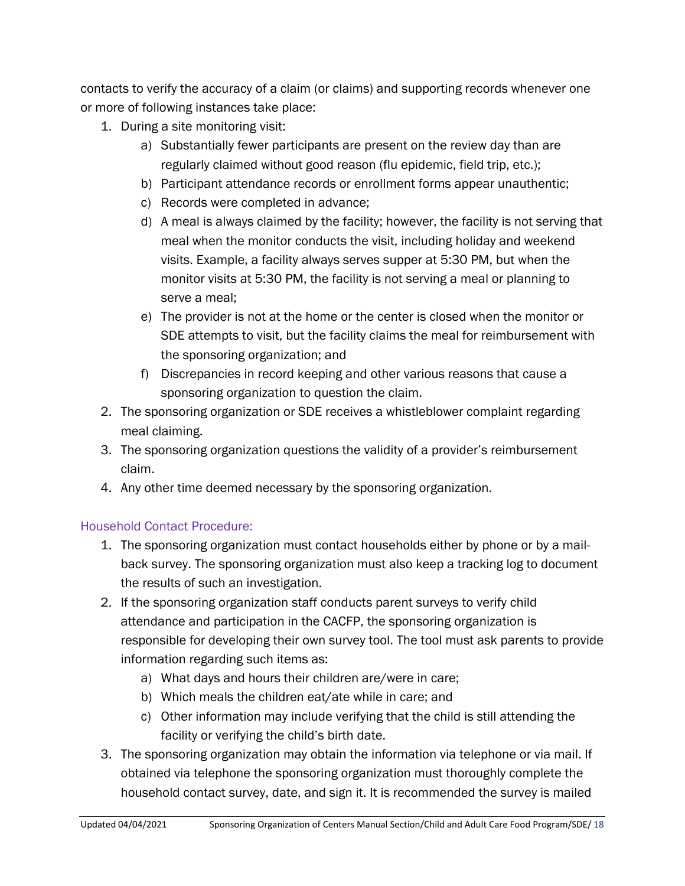contacts to verify the accuracy of a claim (or claims) and supporting records whenever one or more of following instances take place:

1. During a site monitoring visit:
    a) Substantially fewer participants are present on the review day than are regularly claimed without good reason (flu epidemic, field trip, etc.);
    b) Participant attendance records or enrollment forms appear unauthentic;
    c) Records were completed in advance;
    d) A meal is always claimed by the facility; however, the facility is not serving that meal when the monitor conducts the visit, including holiday and weekend visits. Example, a facility always serves supper at 5:30 PM, but when the monitor visits at 5:30 PM, the facility is not serving a meal or planning to serve a meal;
    e) The provider is not at the home or the center is closed when the monitor or SDE attempts to visit, but the facility claims the meal for reimbursement with the sponsoring organization; and
    f) Discrepancies in record keeping and other various reasons that cause a sponsoring organization to question the claim.
2. The sponsoring organization or SDE receives a whistleblower complaint regarding meal claiming.
3. The sponsoring organization questions the validity of a provider's reimbursement claim.
4. Any other time deemed necessary by the sponsoring organization.

### Household Contact Procedure:

1. The sponsoring organization must contact households either by phone or by a mail-back survey. The sponsoring organization must also keep a tracking log to document the results of such an investigation.
2. If the sponsoring organization staff conducts parent surveys to verify child attendance and participation in the CACFP, the sponsoring organization is responsible for developing their own survey tool. The tool must ask parents to provide information regarding such items as:
    a) What days and hours their children are/were in care;
    b) Which meals the children eat/ate while in care; and
    c) Other information may include verifying that the child is still attending the facility or verifying the child's birth date.
3. The sponsoring organization may obtain the information via telephone or via mail. If obtained via telephone the sponsoring organization must thoroughly complete the household contact survey, date, and sign it. It is recommended the survey is mailed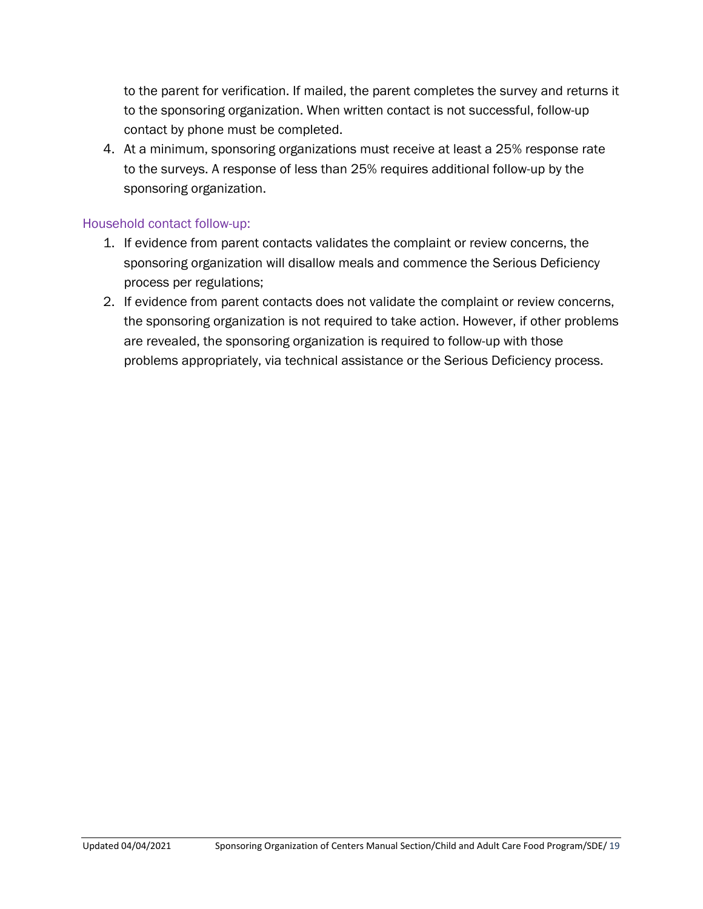to the parent for verification. If mailed, the parent completes the survey and returns it to the sponsoring organization. When written contact is not successful, follow-up contact by phone must be completed.

4. At a minimum, sponsoring organizations must receive at least a 25% response rate to the surveys. A response of less than 25% requires additional follow-up by the sponsoring organization.

### Household contact follow-up:

1. If evidence from parent contacts validates the complaint or review concerns, the sponsoring organization will disallow meals and commence the Serious Deficiency process per regulations;
2. If evidence from parent contacts does not validate the complaint or review concerns, the sponsoring organization is not required to take action. However, if other problems are revealed, the sponsoring organization is required to follow-up with those problems appropriately, via technical assistance or the Serious Deficiency process.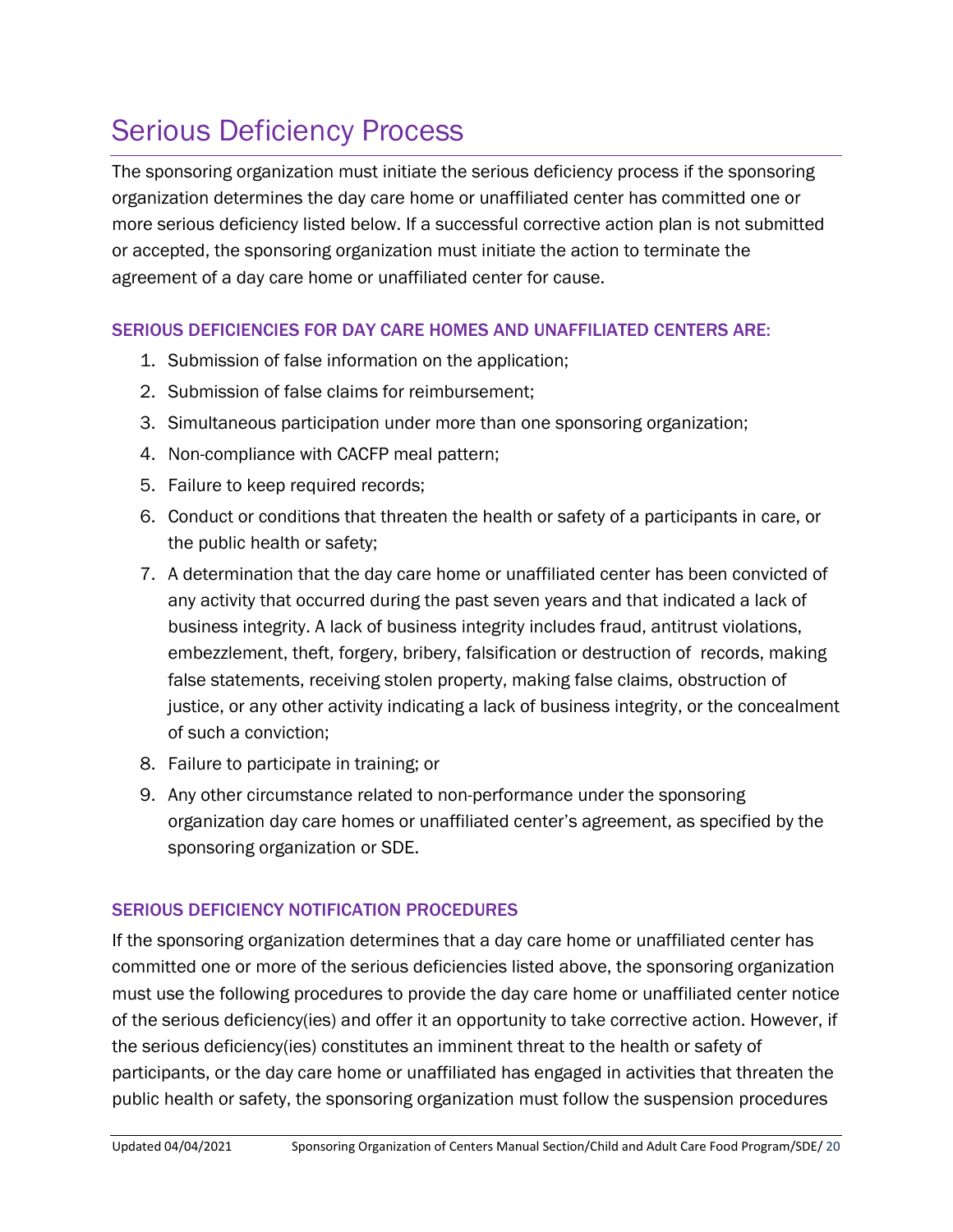# Serious Deficiency Process

The sponsoring organization must initiate the serious deficiency process if the sponsoring organization determines the day care home or unaffiliated center has committed one or more serious deficiency listed below. If a successful corrective action plan is not submitted or accepted, the sponsoring organization must initiate the action to terminate the agreement of a day care home or unaffiliated center for cause.

### SERIOUS DEFICIENCIES FOR DAY CARE HOMES AND UNAFFILIATED CENTERS ARE:

1. Submission of false information on the application;
2. Submission of false claims for reimbursement;
3. Simultaneous participation under more than one sponsoring organization;
4. Non-compliance with CACFP meal pattern;
5. Failure to keep required records;
6. Conduct or conditions that threaten the health or safety of a participants in care, or the public health or safety;
7. A determination that the day care home or unaffiliated center has been convicted of any activity that occurred during the past seven years and that indicated a lack of business integrity. A lack of business integrity includes fraud, antitrust violations, embezzlement, theft, forgery, bribery, falsification or destruction of records, making false statements, receiving stolen property, making false claims, obstruction of justice, or any other activity indicating a lack of business integrity, or the concealment of such a conviction;
8. Failure to participate in training; or
9. Any other circumstance related to non-performance under the sponsoring organization day care homes or unaffiliated center's agreement, as specified by the sponsoring organization or SDE.

### SERIOUS DEFICIENCY NOTIFICATION PROCEDURES

If the sponsoring organization determines that a day care home or unaffiliated center has committed one or more of the serious deficiencies listed above, the sponsoring organization must use the following procedures to provide the day care home or unaffiliated center notice of the serious deficiency(ies) and offer it an opportunity to take corrective action. However, if the serious deficiency(ies) constitutes an imminent threat to the health or safety of participants, or the day care home or unaffiliated has engaged in activities that threaten the public health or safety, the sponsoring organization must follow the suspension procedures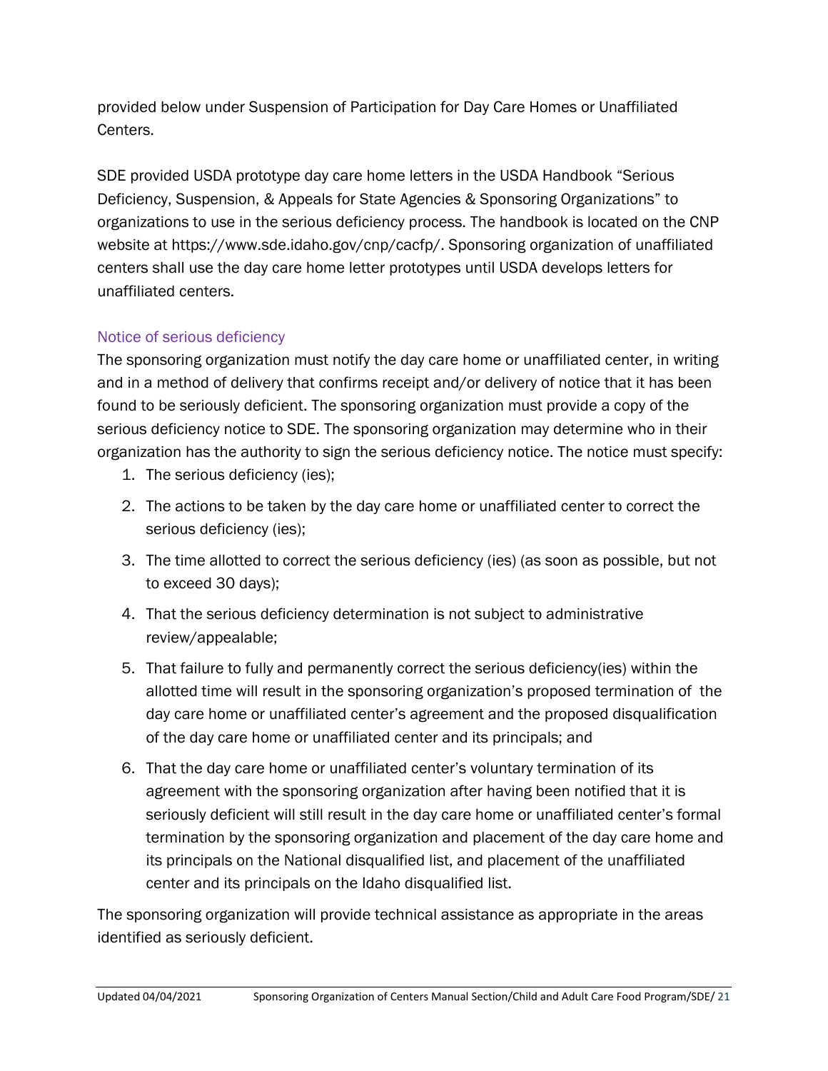provided below under Suspension of Participation for Day Care Homes or Unaffiliated Centers.

SDE provided USDA prototype day care home letters in the USDA Handbook "Serious Deficiency, Suspension, & Appeals for State Agencies & Sponsoring Organizations" to organizations to use in the serious deficiency process. The handbook is located on the CNP website at https://www.sde.idaho.gov/cnp/cacfp/. Sponsoring organization of unaffiliated centers shall use the day care home letter prototypes until USDA develops letters for unaffiliated centers.

### Notice of serious deficiency

The sponsoring organization must notify the day care home or unaffiliated center, in writing and in a method of delivery that confirms receipt and/or delivery of notice that it has been found to be seriously deficient. The sponsoring organization must provide a copy of the serious deficiency notice to SDE. The sponsoring organization may determine who in their organization has the authority to sign the serious deficiency notice. The notice must specify:

1. The serious deficiency (ies);
2. The actions to be taken by the day care home or unaffiliated center to correct the serious deficiency (ies);
3. The time allotted to correct the serious deficiency (ies) (as soon as possible, but not to exceed 30 days);
4. That the serious deficiency determination is not subject to administrative review/appealable;
5. That failure to fully and permanently correct the serious deficiency(ies) within the allotted time will result in the sponsoring organization's proposed termination of the day care home or unaffiliated center's agreement and the proposed disqualification of the day care home or unaffiliated center and its principals; and
6. That the day care home or unaffiliated center's voluntary termination of its agreement with the sponsoring organization after having been notified that it is seriously deficient will still result in the day care home or unaffiliated center's formal termination by the sponsoring organization and placement of the day care home and its principals on the National disqualified list, and placement of the unaffiliated center and its principals on the Idaho disqualified list.

The sponsoring organization will provide technical assistance as appropriate in the areas identified as seriously deficient.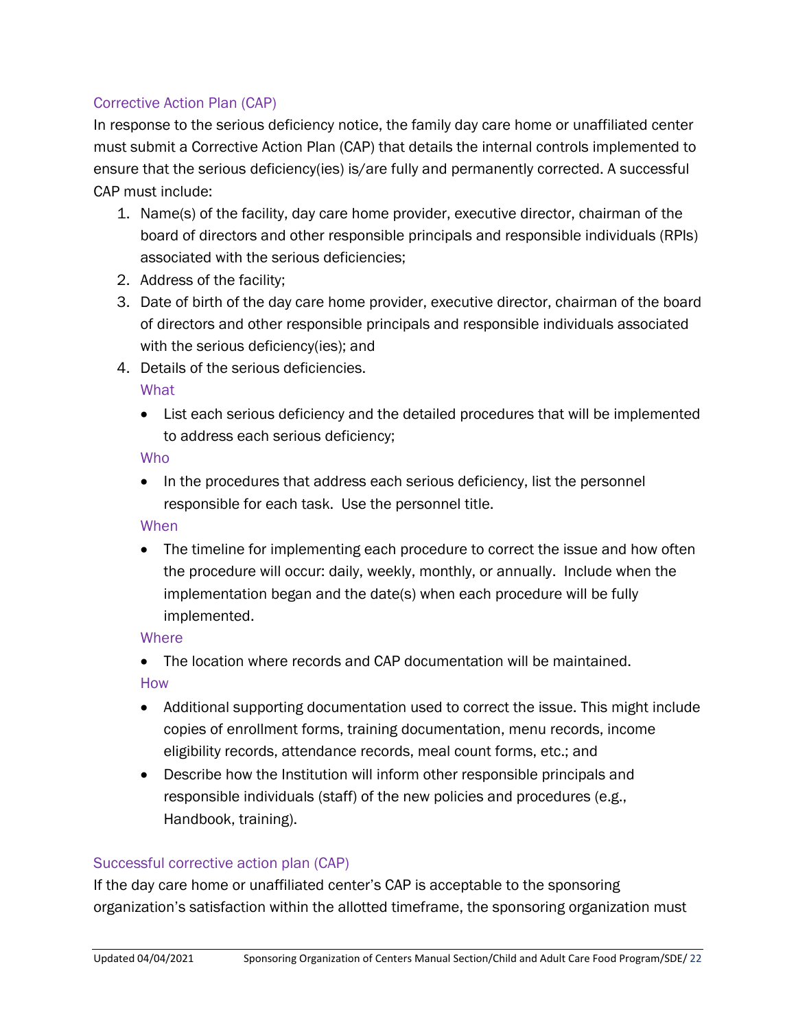### Corrective Action Plan (CAP)

In response to the serious deficiency notice, the family day care home or unaffiliated center must submit a Corrective Action Plan (CAP) that details the internal controls implemented to ensure that the serious deficiency(ies) is/are fully and permanently corrected. A successful CAP must include:

1. Name(s) of the facility, day care home provider, executive director, chairman of the board of directors and other responsible principals and responsible individuals (RPIs) associated with the serious deficiencies;
2. Address of the facility;
3. Date of birth of the day care home provider, executive director, chairman of the board of directors and other responsible principals and responsible individuals associated with the serious deficiency(ies); and
4. Details of the serious deficiencies.

   #### What

   - List each serious deficiency and the detailed procedures that will be implemented to address each serious deficiency;

   #### Who

   - In the procedures that address each serious deficiency, list the personnel responsible for each task. Use the personnel title.

   #### When

   - The timeline for implementing each procedure to correct the issue and how often the procedure will occur: daily, weekly, monthly, or annually. Include when the implementation began and the date(s) when each procedure will be fully implemented.

   #### Where

   - The location where records and CAP documentation will be maintained.

   #### How

   - Additional supporting documentation used to correct the issue. This might include copies of enrollment forms, training documentation, menu records, income eligibility records, attendance records, meal count forms, etc.; and
   - Describe how the Institution will inform other responsible principals and responsible individuals (staff) of the new policies and procedures (e.g., Handbook, training).

### Successful corrective action plan (CAP)

If the day care home or unaffiliated center's CAP is acceptable to the sponsoring organization's satisfaction within the allotted timeframe, the sponsoring organization must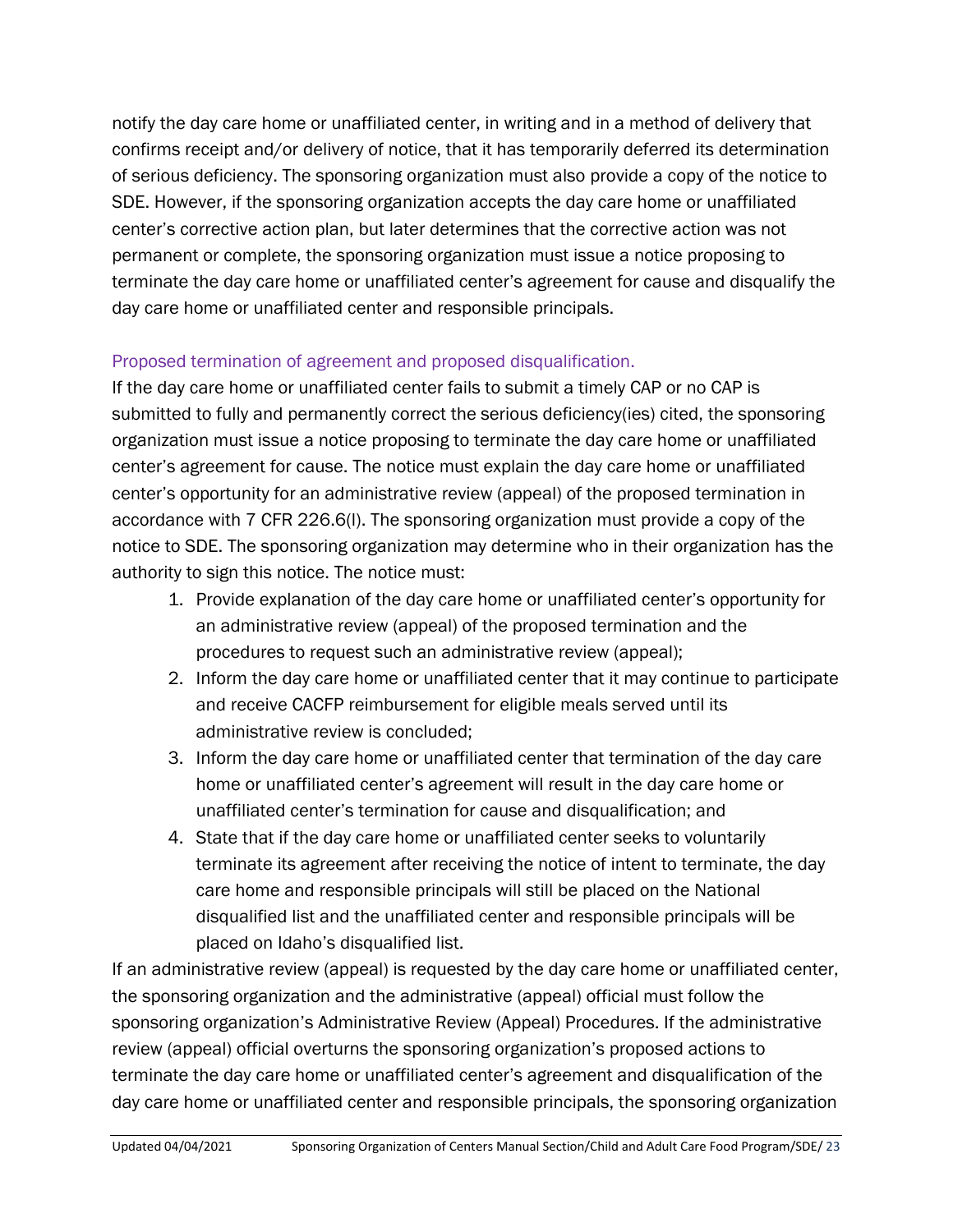notify the day care home or unaffiliated center, in writing and in a method of delivery that confirms receipt and/or delivery of notice, that it has temporarily deferred its determination of serious deficiency. The sponsoring organization must also provide a copy of the notice to SDE. However, if the sponsoring organization accepts the day care home or unaffiliated center's corrective action plan, but later determines that the corrective action was not permanent or complete, the sponsoring organization must issue a notice proposing to terminate the day care home or unaffiliated center's agreement for cause and disqualify the day care home or unaffiliated center and responsible principals.

### Proposed termination of agreement and proposed disqualification.

If the day care home or unaffiliated center fails to submit a timely CAP or no CAP is submitted to fully and permanently correct the serious deficiency(ies) cited, the sponsoring organization must issue a notice proposing to terminate the day care home or unaffiliated center's agreement for cause. The notice must explain the day care home or unaffiliated center's opportunity for an administrative review (appeal) of the proposed termination in accordance with 7 CFR 226.6(l). The sponsoring organization must provide a copy of the notice to SDE. The sponsoring organization may determine who in their organization has the authority to sign this notice. The notice must:

1. Provide explanation of the day care home or unaffiliated center's opportunity for an administrative review (appeal) of the proposed termination and the procedures to request such an administrative review (appeal);
2. Inform the day care home or unaffiliated center that it may continue to participate and receive CACFP reimbursement for eligible meals served until its administrative review is concluded;
3. Inform the day care home or unaffiliated center that termination of the day care home or unaffiliated center's agreement will result in the day care home or unaffiliated center's termination for cause and disqualification; and
4. State that if the day care home or unaffiliated center seeks to voluntarily terminate its agreement after receiving the notice of intent to terminate, the day care home and responsible principals will still be placed on the National disqualified list and the unaffiliated center and responsible principals will be placed on Idaho's disqualified list.

If an administrative review (appeal) is requested by the day care home or unaffiliated center, the sponsoring organization and the administrative (appeal) official must follow the sponsoring organization's Administrative Review (Appeal) Procedures. If the administrative review (appeal) official overturns the sponsoring organization's proposed actions to terminate the day care home or unaffiliated center's agreement and disqualification of the day care home or unaffiliated center and responsible principals, the sponsoring organization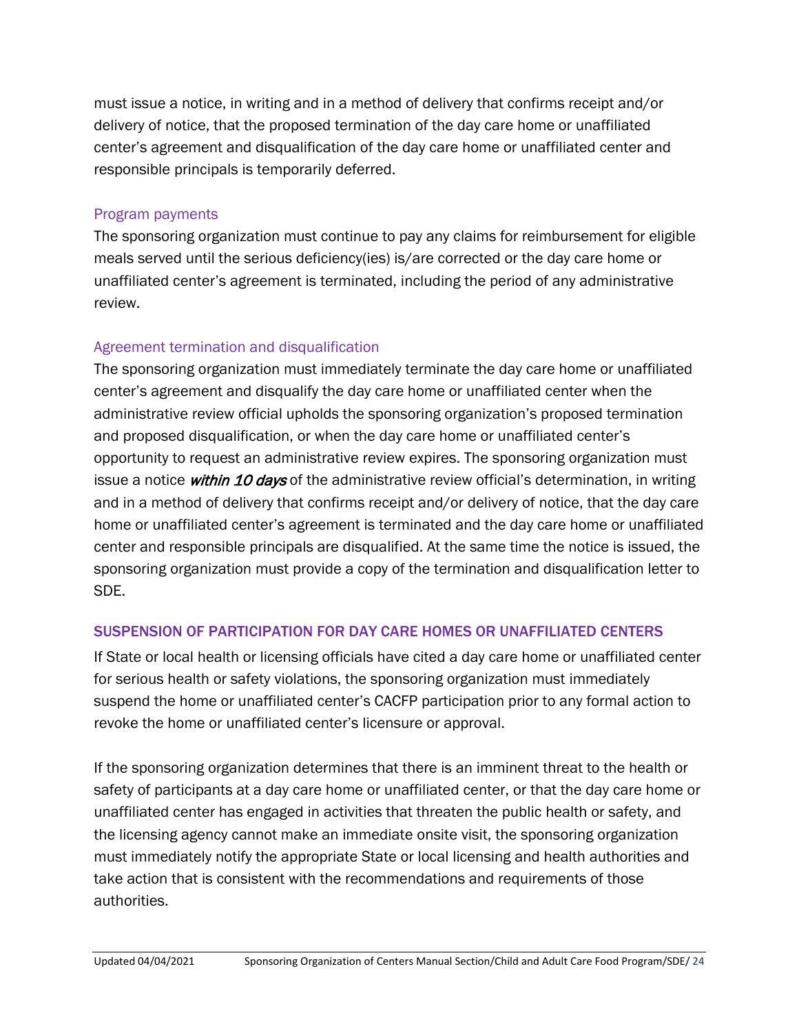must issue a notice, in writing and in a method of delivery that confirms receipt and/or delivery of notice, that the proposed termination of the day care home or unaffiliated center's agreement and disqualification of the day care home or unaffiliated center and responsible principals is temporarily deferred.

### Program payments

The sponsoring organization must continue to pay any claims for reimbursement for eligible meals served until the serious deficiency(ies) is/are corrected or the day care home or unaffiliated center's agreement is terminated, including the period of any administrative review.

### Agreement termination and disqualification

The sponsoring organization must immediately terminate the day care home or unaffiliated center's agreement and disqualify the day care home or unaffiliated center when the administrative review official upholds the sponsoring organization's proposed termination and proposed disqualification, or when the day care home or unaffiliated center's opportunity to request an administrative review expires. The sponsoring organization must issue a notice ***within 10 days*** of the administrative review official's determination, in writing and in a method of delivery that confirms receipt and/or delivery of notice, that the day care home or unaffiliated center's agreement is terminated and the day care home or unaffiliated center and responsible principals are disqualified. At the same time the notice is issued, the sponsoring organization must provide a copy of the termination and disqualification letter to SDE.

## SUSPENSION OF PARTICIPATION FOR DAY CARE HOMES OR UNAFFILIATED CENTERS

If State or local health or licensing officials have cited a day care home or unaffiliated center for serious health or safety violations, the sponsoring organization must immediately suspend the home or unaffiliated center's CACFP participation prior to any formal action to revoke the home or unaffiliated center's licensure or approval.

If the sponsoring organization determines that there is an imminent threat to the health or safety of participants at a day care home or unaffiliated center, or that the day care home or unaffiliated center has engaged in activities that threaten the public health or safety, and the licensing agency cannot make an immediate onsite visit, the sponsoring organization must immediately notify the appropriate State or local licensing and health authorities and take action that is consistent with the recommendations and requirements of those authorities.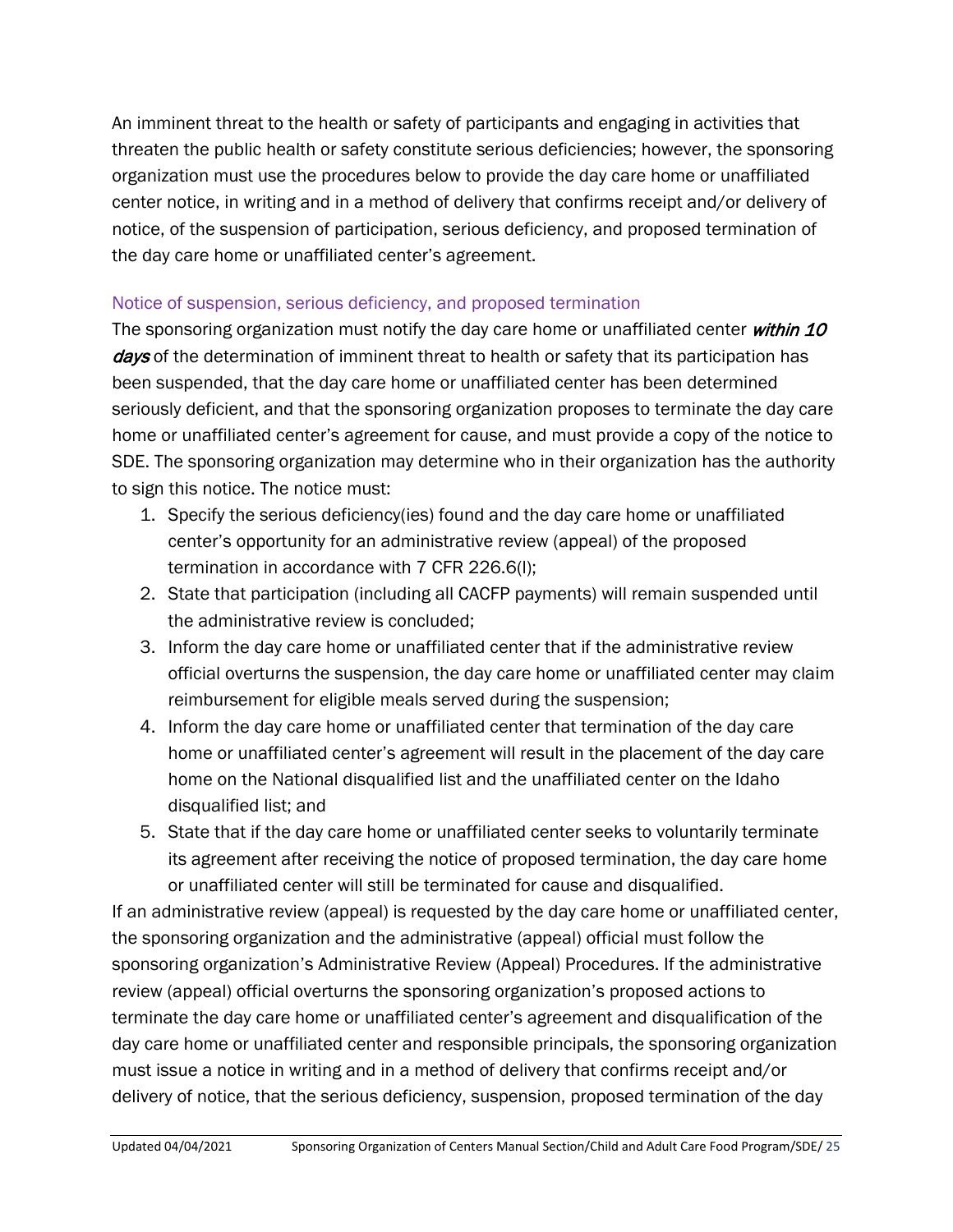An imminent threat to the health or safety of participants and engaging in activities that threaten the public health or safety constitute serious deficiencies; however, the sponsoring organization must use the procedures below to provide the day care home or unaffiliated center notice, in writing and in a method of delivery that confirms receipt and/or delivery of notice, of the suspension of participation, serious deficiency, and proposed termination of the day care home or unaffiliated center's agreement.

### Notice of suspension, serious deficiency, and proposed termination

The sponsoring organization must notify the day care home or unaffiliated center ***within 10 days*** of the determination of imminent threat to health or safety that its participation has been suspended, that the day care home or unaffiliated center has been determined seriously deficient, and that the sponsoring organization proposes to terminate the day care home or unaffiliated center's agreement for cause, and must provide a copy of the notice to SDE. The sponsoring organization may determine who in their organization has the authority to sign this notice. The notice must:

1. Specify the serious deficiency(ies) found and the day care home or unaffiliated center's opportunity for an administrative review (appeal) of the proposed termination in accordance with 7 CFR 226.6(l);
2. State that participation (including all CACFP payments) will remain suspended until the administrative review is concluded;
3. Inform the day care home or unaffiliated center that if the administrative review official overturns the suspension, the day care home or unaffiliated center may claim reimbursement for eligible meals served during the suspension;
4. Inform the day care home or unaffiliated center that termination of the day care home or unaffiliated center's agreement will result in the placement of the day care home on the National disqualified list and the unaffiliated center on the Idaho disqualified list; and
5. State that if the day care home or unaffiliated center seeks to voluntarily terminate its agreement after receiving the notice of proposed termination, the day care home or unaffiliated center will still be terminated for cause and disqualified.

If an administrative review (appeal) is requested by the day care home or unaffiliated center, the sponsoring organization and the administrative (appeal) official must follow the sponsoring organization's Administrative Review (Appeal) Procedures. If the administrative review (appeal) official overturns the sponsoring organization's proposed actions to terminate the day care home or unaffiliated center's agreement and disqualification of the day care home or unaffiliated center and responsible principals, the sponsoring organization must issue a notice in writing and in a method of delivery that confirms receipt and/or delivery of notice, that the serious deficiency, suspension, proposed termination of the day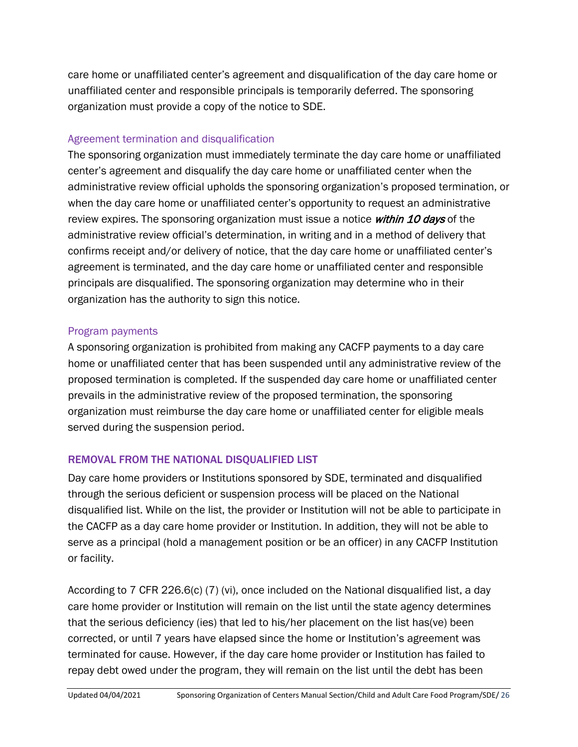care home or unaffiliated center's agreement and disqualification of the day care home or unaffiliated center and responsible principals is temporarily deferred. The sponsoring organization must provide a copy of the notice to SDE.

### Agreement termination and disqualification

The sponsoring organization must immediately terminate the day care home or unaffiliated center's agreement and disqualify the day care home or unaffiliated center when the administrative review official upholds the sponsoring organization's proposed termination, or when the day care home or unaffiliated center's opportunity to request an administrative review expires. The sponsoring organization must issue a notice ***within 10 days*** of the administrative review official's determination, in writing and in a method of delivery that confirms receipt and/or delivery of notice, that the day care home or unaffiliated center's agreement is terminated, and the day care home or unaffiliated center and responsible principals are disqualified. The sponsoring organization may determine who in their organization has the authority to sign this notice.

### Program payments

A sponsoring organization is prohibited from making any CACFP payments to a day care home or unaffiliated center that has been suspended until any administrative review of the proposed termination is completed. If the suspended day care home or unaffiliated center prevails in the administrative review of the proposed termination, the sponsoring organization must reimburse the day care home or unaffiliated center for eligible meals served during the suspension period.

## REMOVAL FROM THE NATIONAL DISQUALIFIED LIST

Day care home providers or Institutions sponsored by SDE, terminated and disqualified through the serious deficient or suspension process will be placed on the National disqualified list. While on the list, the provider or Institution will not be able to participate in the CACFP as a day care home provider or Institution. In addition, they will not be able to serve as a principal (hold a management position or be an officer) in any CACFP Institution or facility.

According to 7 CFR 226.6(c) (7) (vi), once included on the National disqualified list, a day care home provider or Institution will remain on the list until the state agency determines that the serious deficiency (ies) that led to his/her placement on the list has(ve) been corrected, or until 7 years have elapsed since the home or Institution's agreement was terminated for cause. However, if the day care home provider or Institution has failed to repay debt owed under the program, they will remain on the list until the debt has been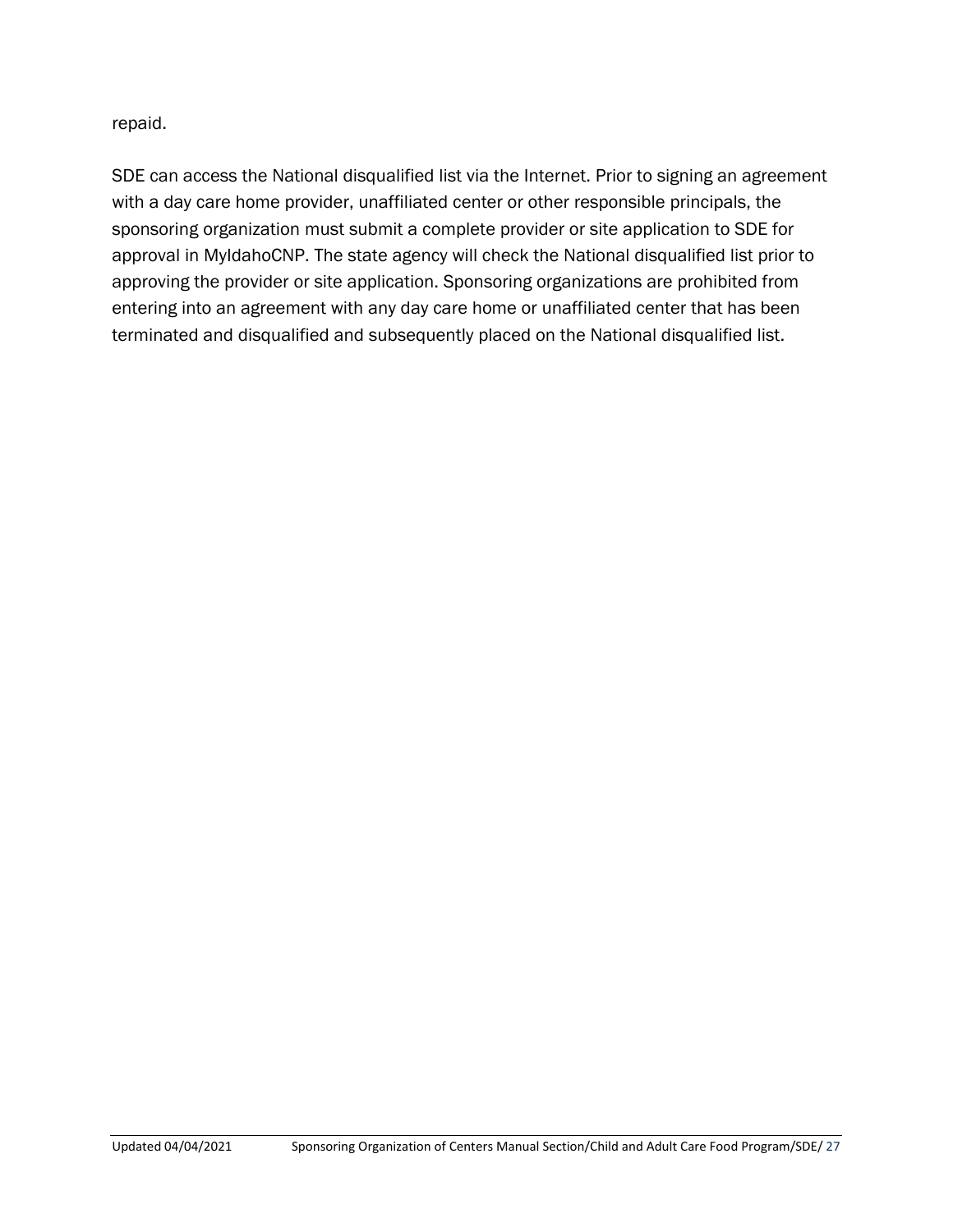repaid.

SDE can access the National disqualified list via the Internet. Prior to signing an agreement with a day care home provider, unaffiliated center or other responsible principals, the sponsoring organization must submit a complete provider or site application to SDE for approval in MyIdahoCNP. The state agency will check the National disqualified list prior to approving the provider or site application. Sponsoring organizations are prohibited from entering into an agreement with any day care home or unaffiliated center that has been terminated and disqualified and subsequently placed on the National disqualified list.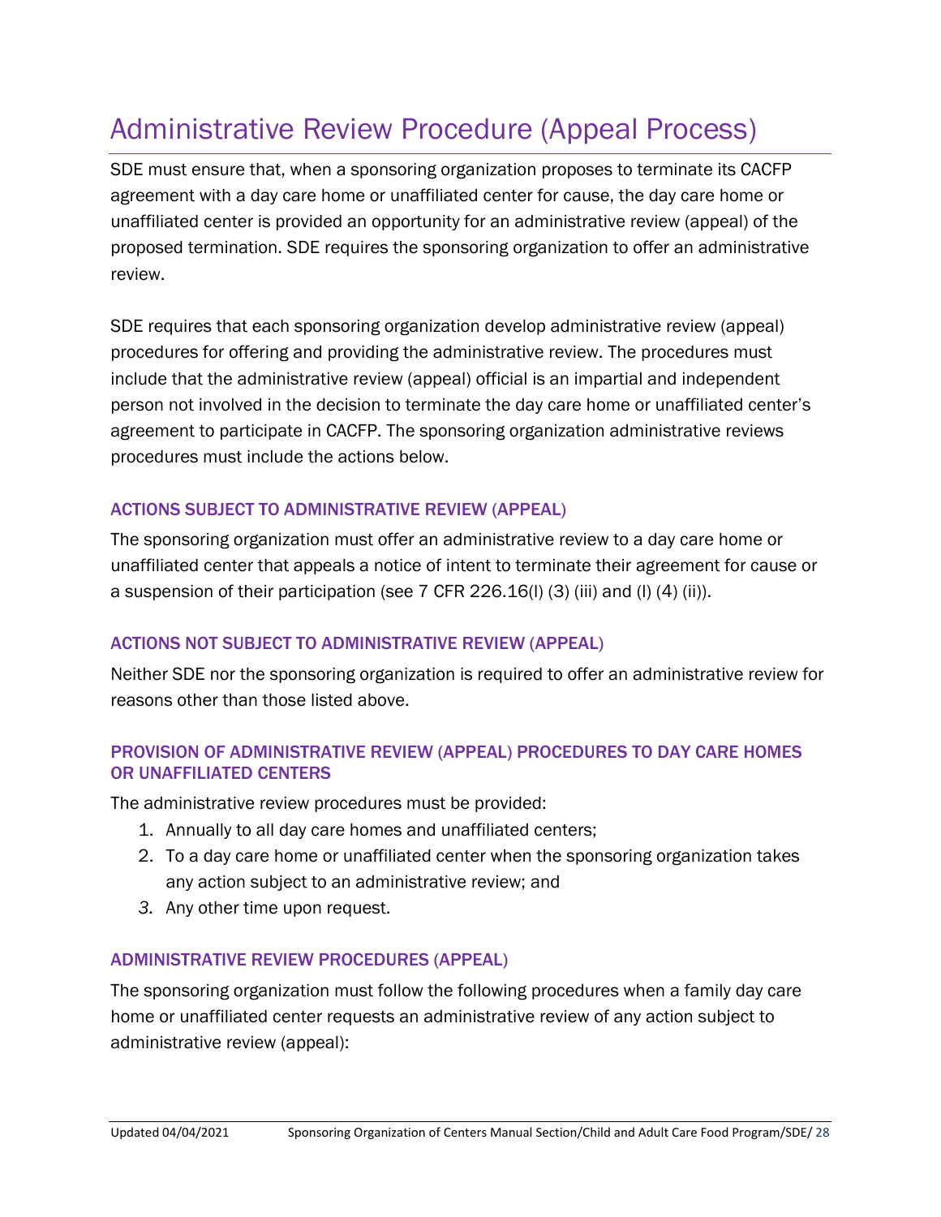# Administrative Review Procedure (Appeal Process)

SDE must ensure that, when a sponsoring organization proposes to terminate its CACFP agreement with a day care home or unaffiliated center for cause, the day care home or unaffiliated center is provided an opportunity for an administrative review (appeal) of the proposed termination. SDE requires the sponsoring organization to offer an administrative review.

SDE requires that each sponsoring organization develop administrative review (appeal) procedures for offering and providing the administrative review. The procedures must include that the administrative review (appeal) official is an impartial and independent person not involved in the decision to terminate the day care home or unaffiliated center's agreement to participate in CACFP. The sponsoring organization administrative reviews procedures must include the actions below.

### ACTIONS SUBJECT TO ADMINISTRATIVE REVIEW (APPEAL)

The sponsoring organization must offer an administrative review to a day care home or unaffiliated center that appeals a notice of intent to terminate their agreement for cause or a suspension of their participation (see 7 CFR 226.16(l) (3) (iii) and (l) (4) (ii)).

### ACTIONS NOT SUBJECT TO ADMINISTRATIVE REVIEW (APPEAL)

Neither SDE nor the sponsoring organization is required to offer an administrative review for reasons other than those listed above.

### PROVISION OF ADMINISTRATIVE REVIEW (APPEAL) PROCEDURES TO DAY CARE HOMES OR UNAFFILIATED CENTERS

The administrative review procedures must be provided:

1. Annually to all day care homes and unaffiliated centers;
2. To a day care home or unaffiliated center when the sponsoring organization takes any action subject to an administrative review; and
3. Any other time upon request.

### ADMINISTRATIVE REVIEW PROCEDURES (APPEAL)

The sponsoring organization must follow the following procedures when a family day care home or unaffiliated center requests an administrative review of any action subject to administrative review (appeal):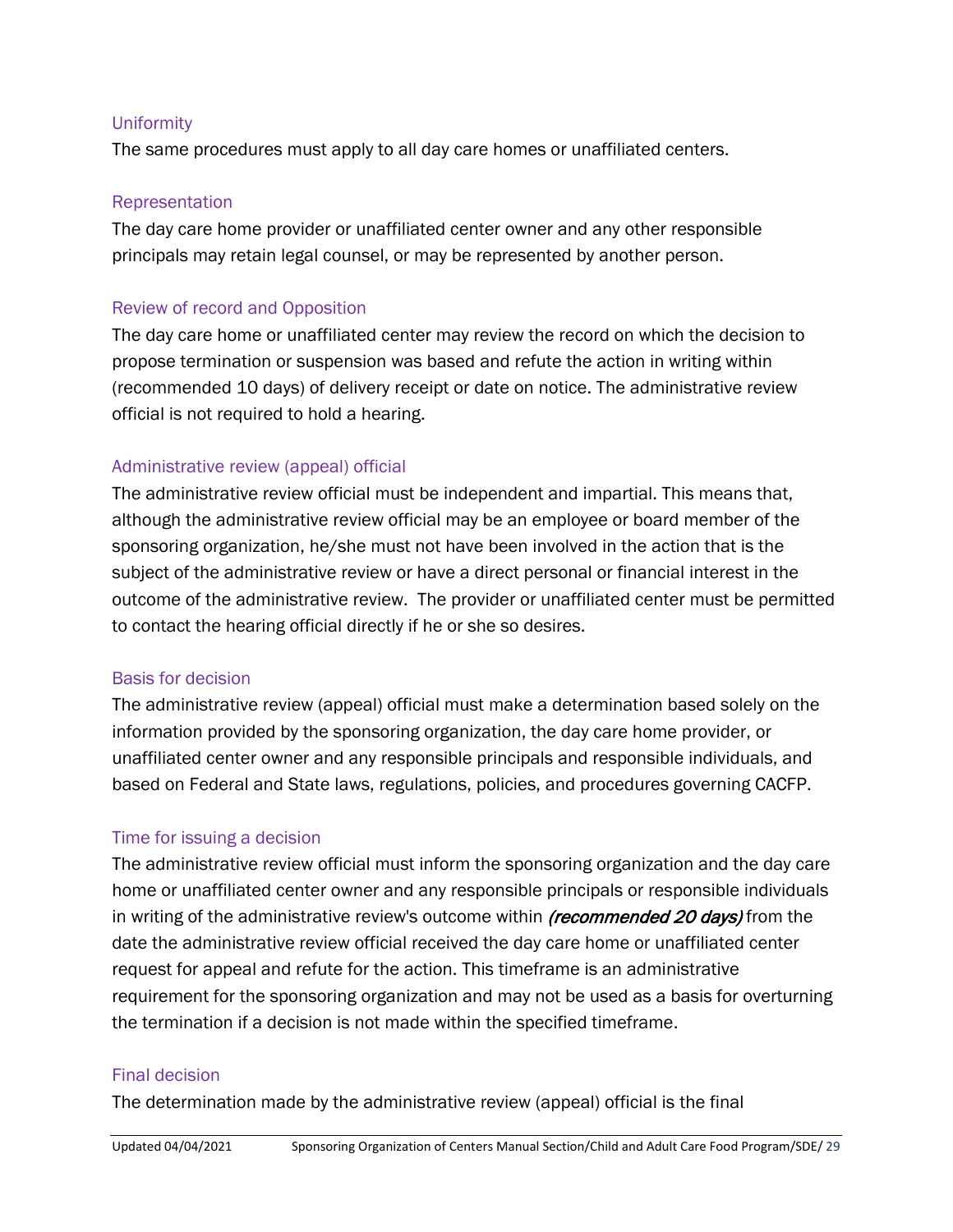### Uniformity

The same procedures must apply to all day care homes or unaffiliated centers.

### Representation

The day care home provider or unaffiliated center owner and any other responsible principals may retain legal counsel, or may be represented by another person.

### Review of record and Opposition

The day care home or unaffiliated center may review the record on which the decision to propose termination or suspension was based and refute the action in writing within (recommended 10 days) of delivery receipt or date on notice. The administrative review official is not required to hold a hearing.

### Administrative review (appeal) official

The administrative review official must be independent and impartial. This means that, although the administrative review official may be an employee or board member of the sponsoring organization, he/she must not have been involved in the action that is the subject of the administrative review or have a direct personal or financial interest in the outcome of the administrative review. The provider or unaffiliated center must be permitted to contact the hearing official directly if he or she so desires.

### Basis for decision

The administrative review (appeal) official must make a determination based solely on the information provided by the sponsoring organization, the day care home provider, or unaffiliated center owner and any responsible principals and responsible individuals, and based on Federal and State laws, regulations, policies, and procedures governing CACFP.

### Time for issuing a decision

The administrative review official must inform the sponsoring organization and the day care home or unaffiliated center owner and any responsible principals or responsible individuals in writing of the administrative review's outcome within ***(recommended 20 days)*** from the date the administrative review official received the day care home or unaffiliated center request for appeal and refute for the action. This timeframe is an administrative requirement for the sponsoring organization and may not be used as a basis for overturning the termination if a decision is not made within the specified timeframe.

### Final decision

The determination made by the administrative review (appeal) official is the final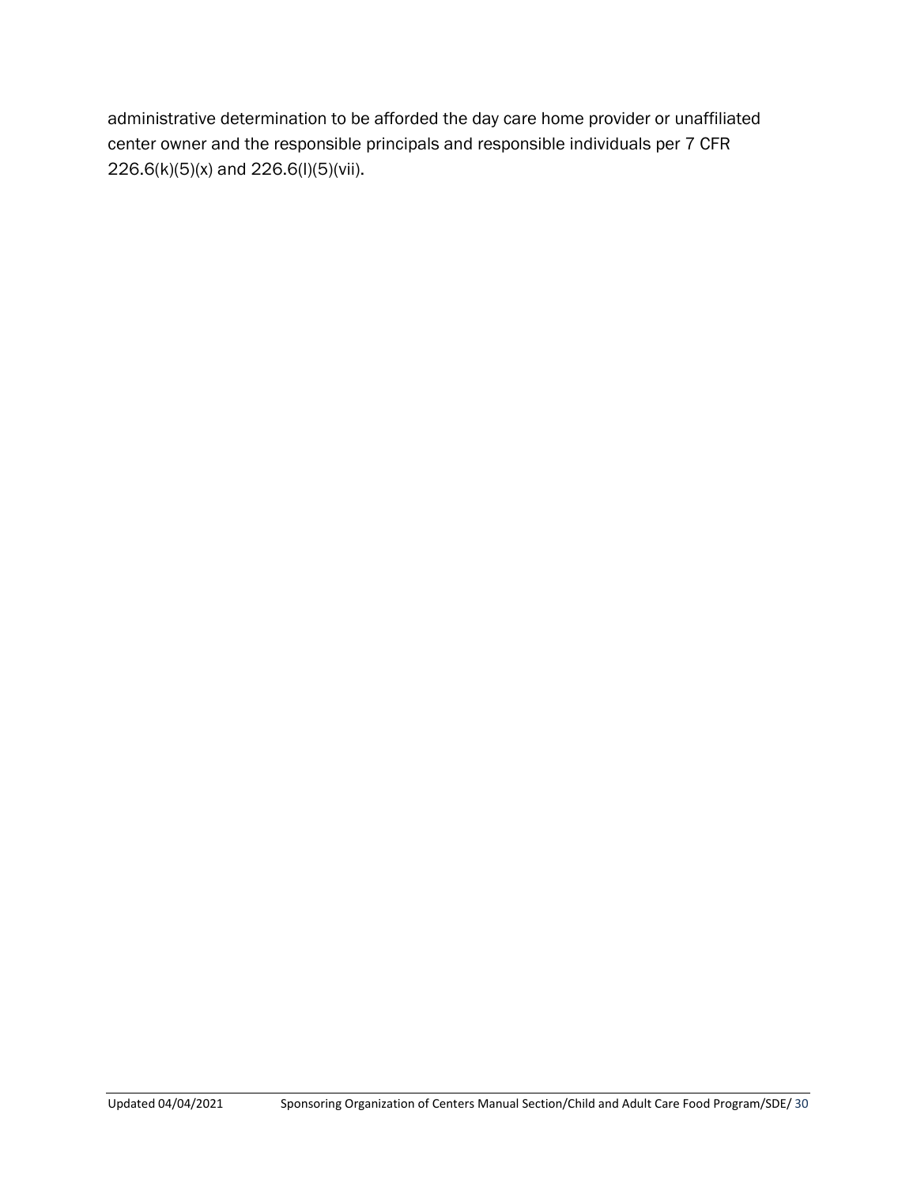administrative determination to be afforded the day care home provider or unaffiliated center owner and the responsible principals and responsible individuals per 7 CFR 226.6(k)(5)(x) and 226.6(l)(5)(vii).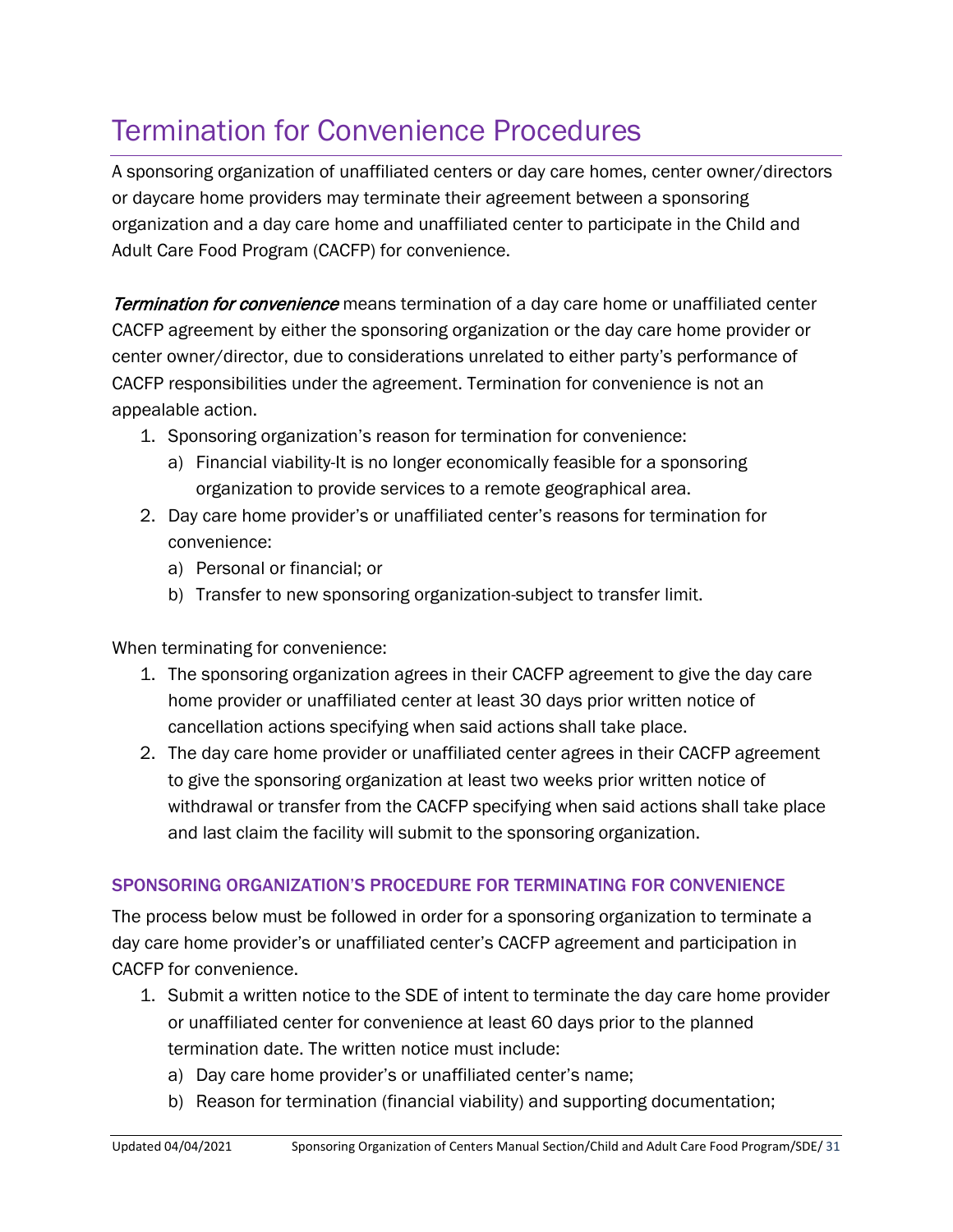# Termination for Convenience Procedures

A sponsoring organization of unaffiliated centers or day care homes, center owner/directors or daycare home providers may terminate their agreement between a sponsoring organization and a day care home and unaffiliated center to participate in the Child and Adult Care Food Program (CACFP) for convenience.

***Termination for convenience*** means termination of a day care home or unaffiliated center CACFP agreement by either the sponsoring organization or the day care home provider or center owner/director, due to considerations unrelated to either party's performance of CACFP responsibilities under the agreement. Termination for convenience is not an appealable action.

1. Sponsoring organization's reason for termination for convenience:
   a) Financial viability-It is no longer economically feasible for a sponsoring organization to provide services to a remote geographical area.
2. Day care home provider's or unaffiliated center's reasons for termination for convenience:
   a) Personal or financial; or
   b) Transfer to new sponsoring organization-subject to transfer limit.

When terminating for convenience:

1. The sponsoring organization agrees in their CACFP agreement to give the day care home provider or unaffiliated center at least 30 days prior written notice of cancellation actions specifying when said actions shall take place.
2. The day care home provider or unaffiliated center agrees in their CACFP agreement to give the sponsoring organization at least two weeks prior written notice of withdrawal or transfer from the CACFP specifying when said actions shall take place and last claim the facility will submit to the sponsoring organization.

### SPONSORING ORGANIZATION'S PROCEDURE FOR TERMINATING FOR CONVENIENCE

The process below must be followed in order for a sponsoring organization to terminate a day care home provider's or unaffiliated center's CACFP agreement and participation in CACFP for convenience.

1. Submit a written notice to the SDE of intent to terminate the day care home provider or unaffiliated center for convenience at least 60 days prior to the planned termination date. The written notice must include:
   a) Day care home provider's or unaffiliated center's name;
   b) Reason for termination (financial viability) and supporting documentation;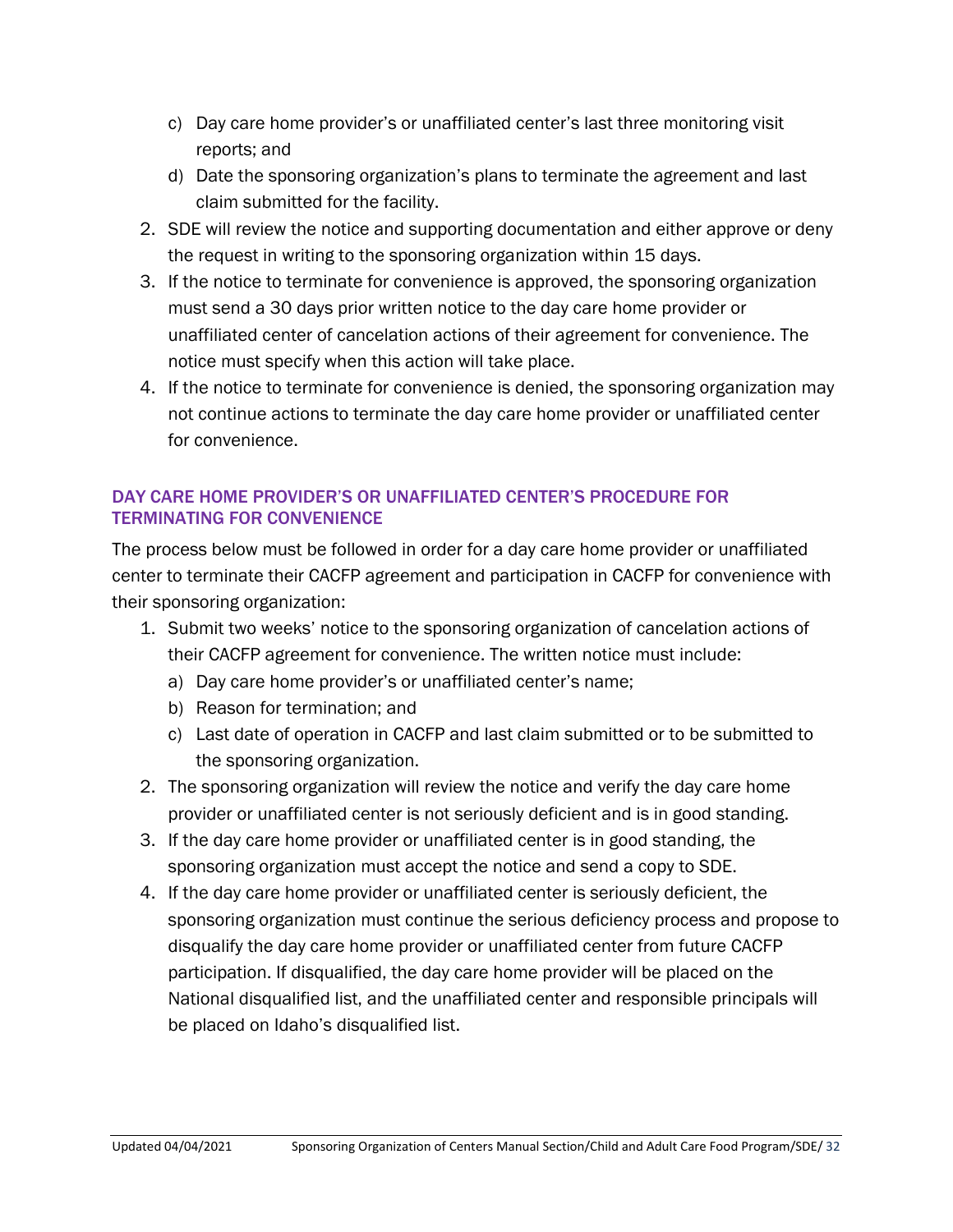c) Day care home provider's or unaffiliated center's last three monitoring visit reports; and
   d) Date the sponsoring organization's plans to terminate the agreement and last claim submitted for the facility.
2. SDE will review the notice and supporting documentation and either approve or deny the request in writing to the sponsoring organization within 15 days.
3. If the notice to terminate for convenience is approved, the sponsoring organization must send a 30 days prior written notice to the day care home provider or unaffiliated center of cancelation actions of their agreement for convenience. The notice must specify when this action will take place.
4. If the notice to terminate for convenience is denied, the sponsoring organization may not continue actions to terminate the day care home provider or unaffiliated center for convenience.

### DAY CARE HOME PROVIDER'S OR UNAFFILIATED CENTER'S PROCEDURE FOR TERMINATING FOR CONVENIENCE

The process below must be followed in order for a day care home provider or unaffiliated center to terminate their CACFP agreement and participation in CACFP for convenience with their sponsoring organization:

1. Submit two weeks' notice to the sponsoring organization of cancelation actions of their CACFP agreement for convenience. The written notice must include:
   a) Day care home provider's or unaffiliated center's name;
   b) Reason for termination; and
   c) Last date of operation in CACFP and last claim submitted or to be submitted to the sponsoring organization.
2. The sponsoring organization will review the notice and verify the day care home provider or unaffiliated center is not seriously deficient and is in good standing.
3. If the day care home provider or unaffiliated center is in good standing, the sponsoring organization must accept the notice and send a copy to SDE.
4. If the day care home provider or unaffiliated center is seriously deficient, the sponsoring organization must continue the serious deficiency process and propose to disqualify the day care home provider or unaffiliated center from future CACFP participation. If disqualified, the day care home provider will be placed on the National disqualified list, and the unaffiliated center and responsible principals will be placed on Idaho's disqualified list.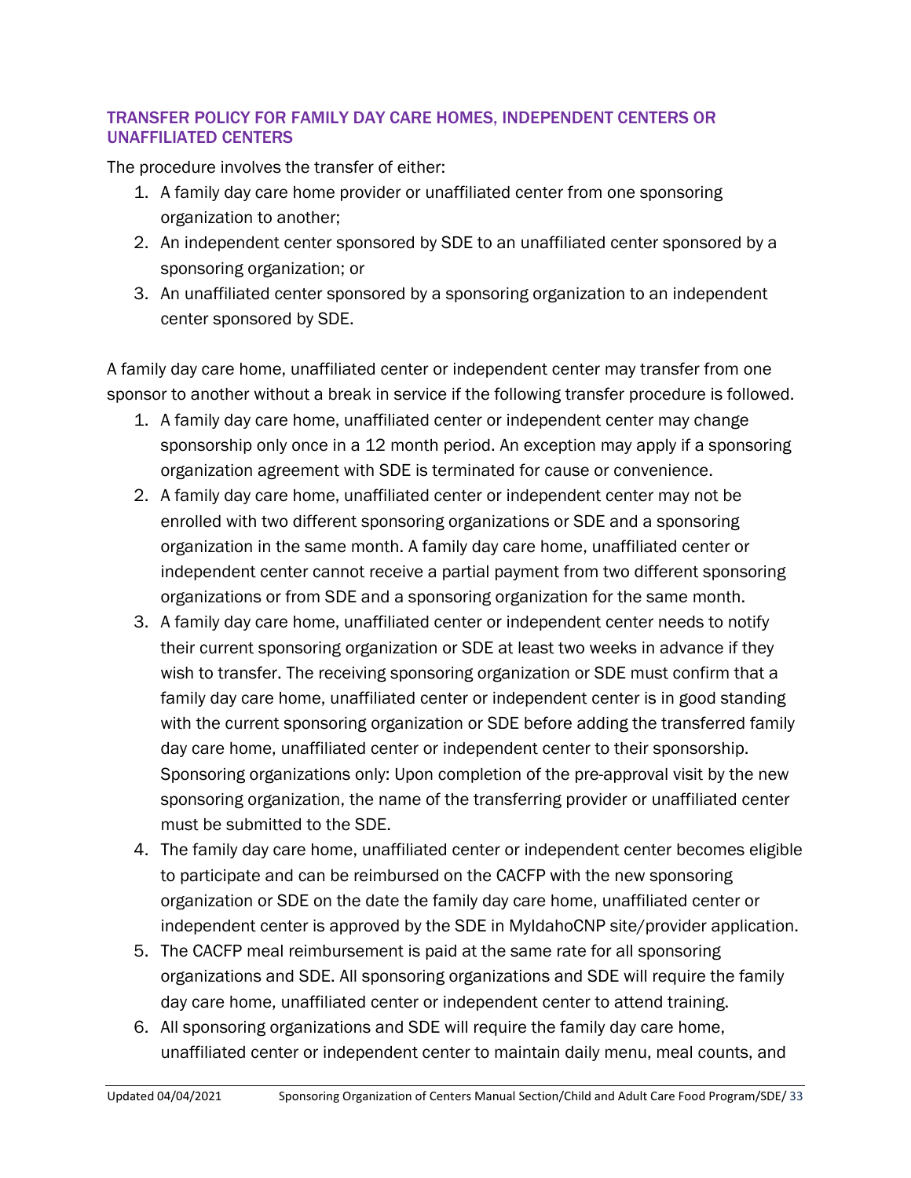### TRANSFER POLICY FOR FAMILY DAY CARE HOMES, INDEPENDENT CENTERS OR UNAFFILIATED CENTERS

The procedure involves the transfer of either:

1. A family day care home provider or unaffiliated center from one sponsoring organization to another;
2. An independent center sponsored by SDE to an unaffiliated center sponsored by a sponsoring organization; or
3. An unaffiliated center sponsored by a sponsoring organization to an independent center sponsored by SDE.

A family day care home, unaffiliated center or independent center may transfer from one sponsor to another without a break in service if the following transfer procedure is followed.

1. A family day care home, unaffiliated center or independent center may change sponsorship only once in a 12 month period. An exception may apply if a sponsoring organization agreement with SDE is terminated for cause or convenience.
2. A family day care home, unaffiliated center or independent center may not be enrolled with two different sponsoring organizations or SDE and a sponsoring organization in the same month. A family day care home, unaffiliated center or independent center cannot receive a partial payment from two different sponsoring organizations or from SDE and a sponsoring organization for the same month.
3. A family day care home, unaffiliated center or independent center needs to notify their current sponsoring organization or SDE at least two weeks in advance if they wish to transfer. The receiving sponsoring organization or SDE must confirm that a family day care home, unaffiliated center or independent center is in good standing with the current sponsoring organization or SDE before adding the transferred family day care home, unaffiliated center or independent center to their sponsorship. Sponsoring organizations only: Upon completion of the pre-approval visit by the new sponsoring organization, the name of the transferring provider or unaffiliated center must be submitted to the SDE.
4. The family day care home, unaffiliated center or independent center becomes eligible to participate and can be reimbursed on the CACFP with the new sponsoring organization or SDE on the date the family day care home, unaffiliated center or independent center is approved by the SDE in MyIdahoCNP site/provider application.
5. The CACFP meal reimbursement is paid at the same rate for all sponsoring organizations and SDE. All sponsoring organizations and SDE will require the family day care home, unaffiliated center or independent center to attend training.
6. All sponsoring organizations and SDE will require the family day care home, unaffiliated center or independent center to maintain daily menu, meal counts, and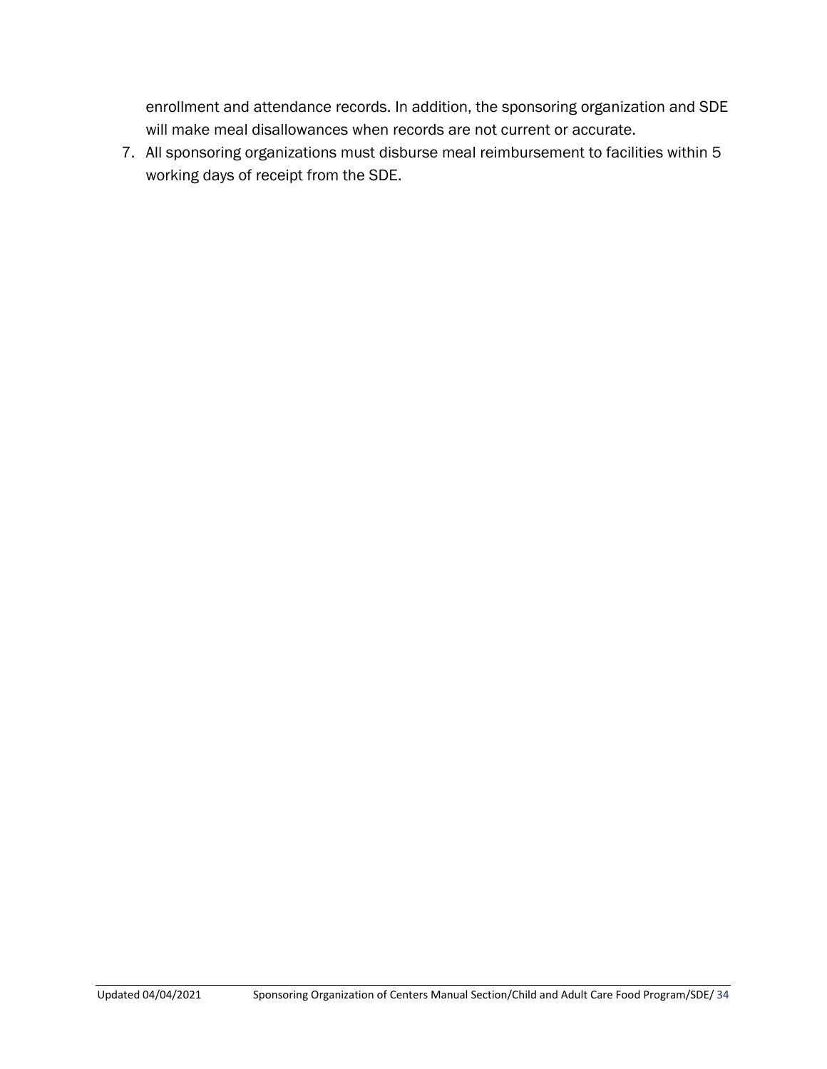enrollment and attendance records. In addition, the sponsoring organization and SDE will make meal disallowances when records are not current or accurate.

7. All sponsoring organizations must disburse meal reimbursement to facilities within 5 working days of receipt from the SDE.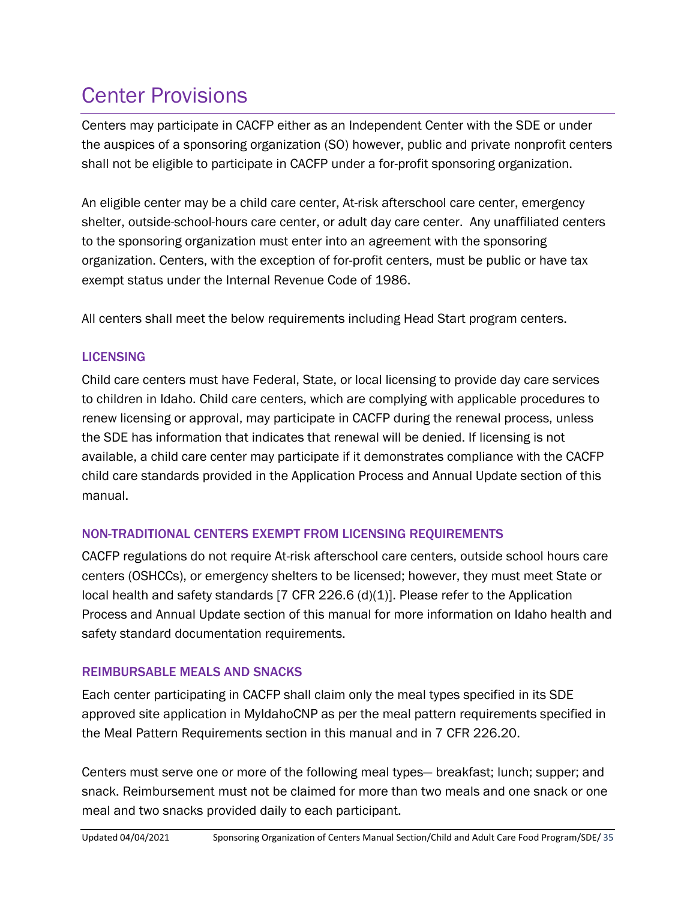# Center Provisions

Centers may participate in CACFP either as an Independent Center with the SDE or under the auspices of a sponsoring organization (SO) however, public and private nonprofit centers shall not be eligible to participate in CACFP under a for-profit sponsoring organization.

An eligible center may be a child care center, At-risk afterschool care center, emergency shelter, outside-school-hours care center, or adult day care center. Any unaffiliated centers to the sponsoring organization must enter into an agreement with the sponsoring organization. Centers, with the exception of for-profit centers, must be public or have tax exempt status under the Internal Revenue Code of 1986.

All centers shall meet the below requirements including Head Start program centers.

### LICENSING

Child care centers must have Federal, State, or local licensing to provide day care services to children in Idaho. Child care centers, which are complying with applicable procedures to renew licensing or approval, may participate in CACFP during the renewal process, unless the SDE has information that indicates that renewal will be denied. If licensing is not available, a child care center may participate if it demonstrates compliance with the CACFP child care standards provided in the Application Process and Annual Update section of this manual.

### NON-TRADITIONAL CENTERS EXEMPT FROM LICENSING REQUIREMENTS

CACFP regulations do not require At-risk afterschool care centers, outside school hours care centers (OSHCCs), or emergency shelters to be licensed; however, they must meet State or local health and safety standards [7 CFR 226.6 (d)(1)]. Please refer to the Application Process and Annual Update section of this manual for more information on Idaho health and safety standard documentation requirements.

### REIMBURSABLE MEALS AND SNACKS

Each center participating in CACFP shall claim only the meal types specified in its SDE approved site application in MyIdahoCNP as per the meal pattern requirements specified in the Meal Pattern Requirements section in this manual and in 7 CFR 226.20.

Centers must serve one or more of the following meal types— breakfast; lunch; supper; and snack. Reimbursement must not be claimed for more than two meals and one snack or one meal and two snacks provided daily to each participant.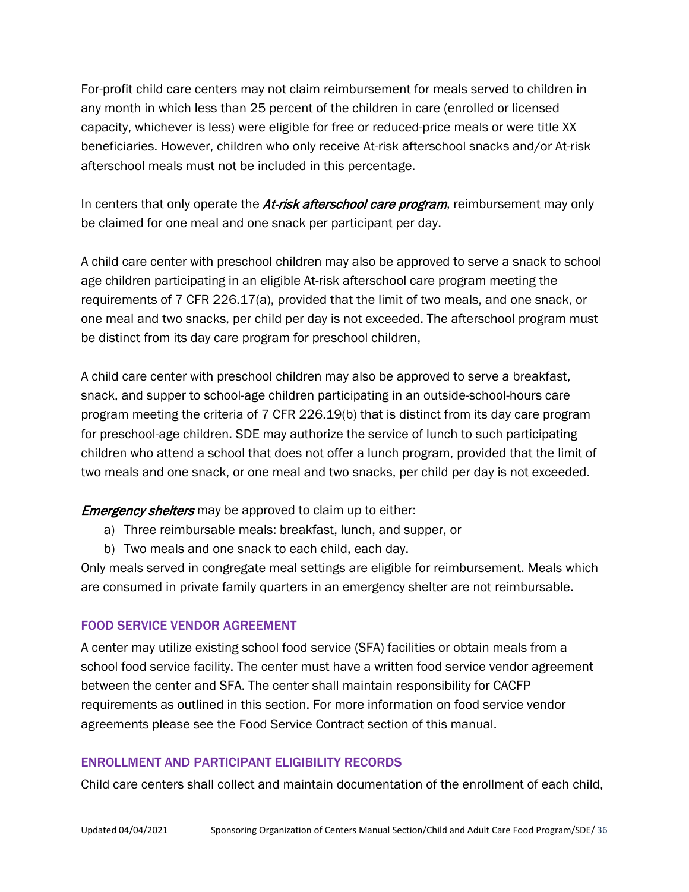For-profit child care centers may not claim reimbursement for meals served to children in any month in which less than 25 percent of the children in care (enrolled or licensed capacity, whichever is less) were eligible for free or reduced-price meals or were title XX beneficiaries. However, children who only receive At-risk afterschool snacks and/or At-risk afterschool meals must not be included in this percentage.

In centers that only operate the ***At-risk afterschool care program***, reimbursement may only be claimed for one meal and one snack per participant per day.

A child care center with preschool children may also be approved to serve a snack to school age children participating in an eligible At-risk afterschool care program meeting the requirements of 7 CFR 226.17(a), provided that the limit of two meals, and one snack, or one meal and two snacks, per child per day is not exceeded. The afterschool program must be distinct from its day care program for preschool children,

A child care center with preschool children may also be approved to serve a breakfast, snack, and supper to school-age children participating in an outside-school-hours care program meeting the criteria of 7 CFR 226.19(b) that is distinct from its day care program for preschool-age children. SDE may authorize the service of lunch to such participating children who attend a school that does not offer a lunch program, provided that the limit of two meals and one snack, or one meal and two snacks, per child per day is not exceeded.

*Emergency shelters* may be approved to claim up to either:

a) Three reimbursable meals: breakfast, lunch, and supper, or
b) Two meals and one snack to each child, each day.

Only meals served in congregate meal settings are eligible for reimbursement. Meals which are consumed in private family quarters in an emergency shelter are not reimbursable.

### FOOD SERVICE VENDOR AGREEMENT

A center may utilize existing school food service (SFA) facilities or obtain meals from a school food service facility. The center must have a written food service vendor agreement between the center and SFA. The center shall maintain responsibility for CACFP requirements as outlined in this section. For more information on food service vendor agreements please see the Food Service Contract section of this manual.

### ENROLLMENT AND PARTICIPANT ELIGIBILITY RECORDS

Child care centers shall collect and maintain documentation of the enrollment of each child,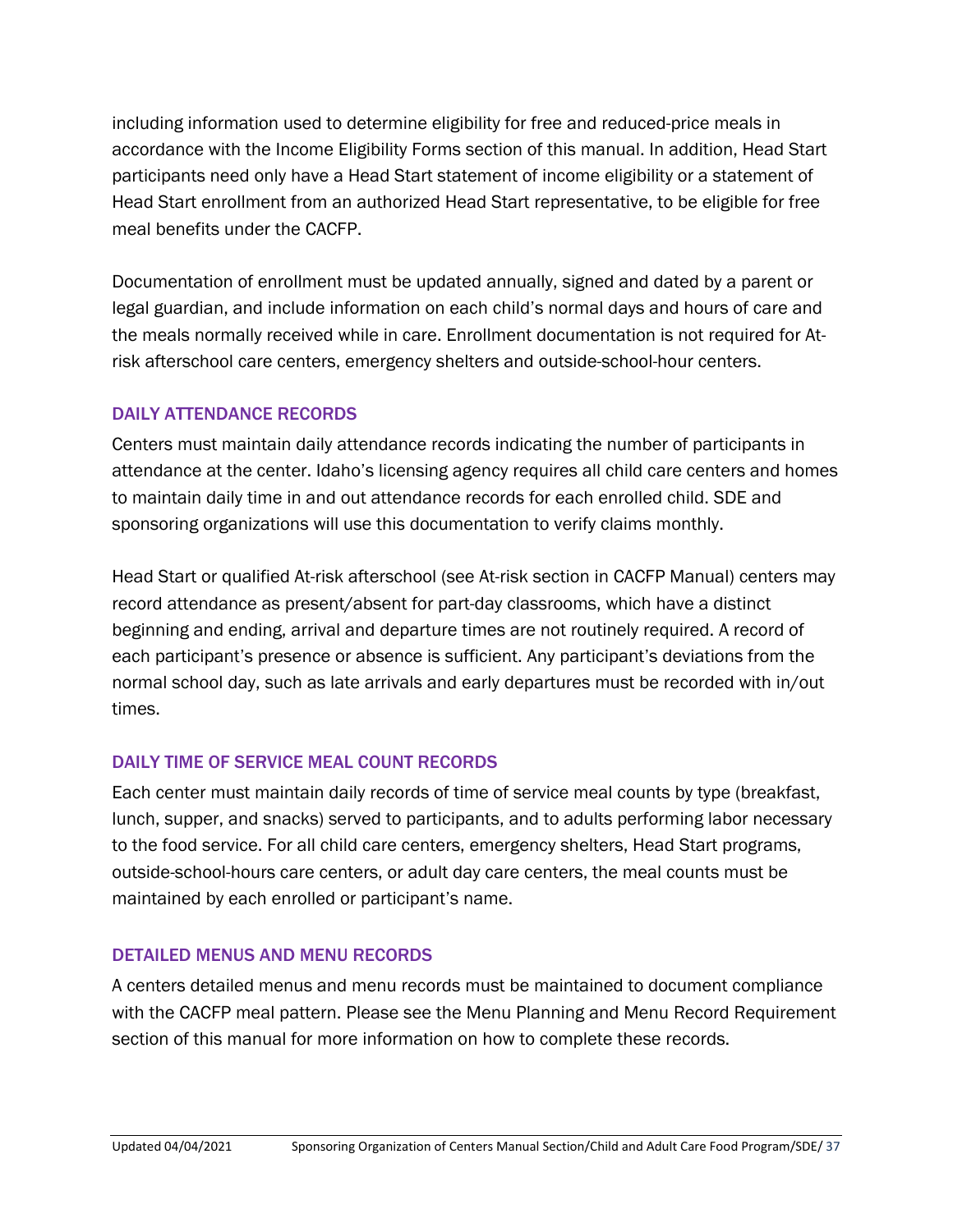including information used to determine eligibility for free and reduced-price meals in accordance with the Income Eligibility Forms section of this manual. In addition, Head Start participants need only have a Head Start statement of income eligibility or a statement of Head Start enrollment from an authorized Head Start representative, to be eligible for free meal benefits under the CACFP.

Documentation of enrollment must be updated annually, signed and dated by a parent or legal guardian, and include information on each child's normal days and hours of care and the meals normally received while in care. Enrollment documentation is not required for At-risk afterschool care centers, emergency shelters and outside-school-hour centers.

### DAILY ATTENDANCE RECORDS

Centers must maintain daily attendance records indicating the number of participants in attendance at the center. Idaho's licensing agency requires all child care centers and homes to maintain daily time in and out attendance records for each enrolled child. SDE and sponsoring organizations will use this documentation to verify claims monthly.

Head Start or qualified At-risk afterschool (see At-risk section in CACFP Manual) centers may record attendance as present/absent for part-day classrooms, which have a distinct beginning and ending, arrival and departure times are not routinely required. A record of each participant's presence or absence is sufficient. Any participant's deviations from the normal school day, such as late arrivals and early departures must be recorded with in/out times.

### DAILY TIME OF SERVICE MEAL COUNT RECORDS

Each center must maintain daily records of time of service meal counts by type (breakfast, lunch, supper, and snacks) served to participants, and to adults performing labor necessary to the food service. For all child care centers, emergency shelters, Head Start programs, outside-school-hours care centers, or adult day care centers, the meal counts must be maintained by each enrolled or participant's name.

### DETAILED MENUS AND MENU RECORDS

A centers detailed menus and menu records must be maintained to document compliance with the CACFP meal pattern. Please see the Menu Planning and Menu Record Requirement section of this manual for more information on how to complete these records.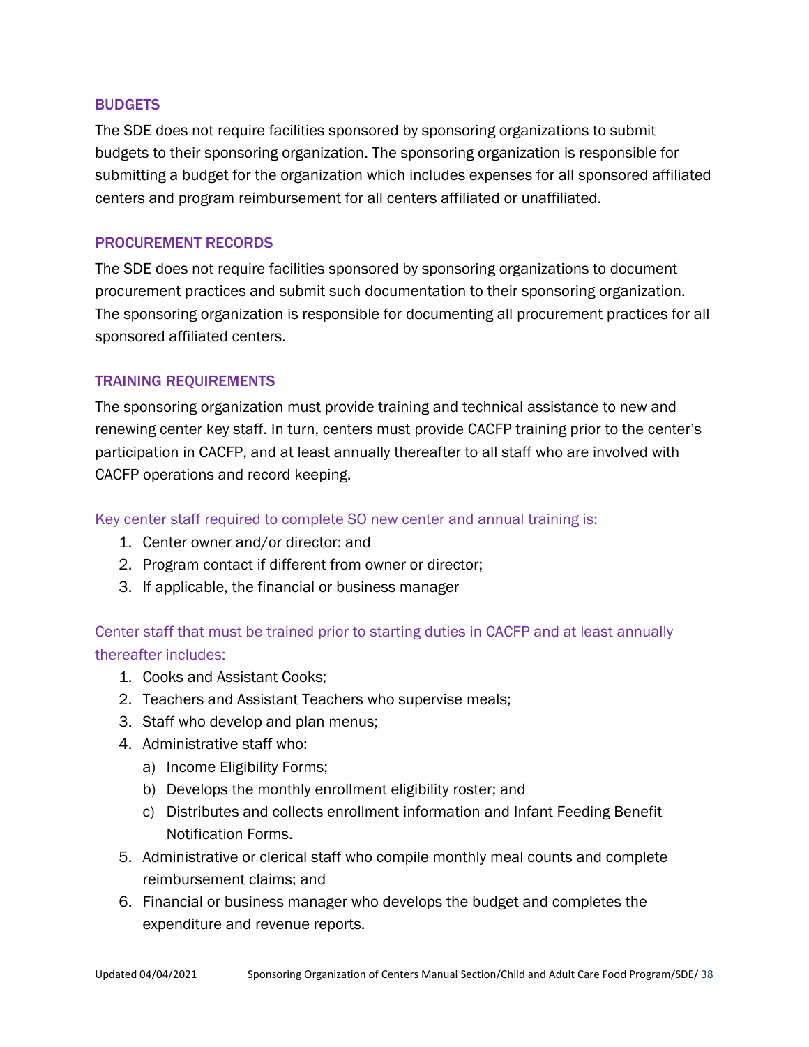## BUDGETS

The SDE does not require facilities sponsored by sponsoring organizations to submit budgets to their sponsoring organization. The sponsoring organization is responsible for submitting a budget for the organization which includes expenses for all sponsored affiliated centers and program reimbursement for all centers affiliated or unaffiliated.

## PROCUREMENT RECORDS

The SDE does not require facilities sponsored by sponsoring organizations to document procurement practices and submit such documentation to their sponsoring organization. The sponsoring organization is responsible for documenting all procurement practices for all sponsored affiliated centers.

## TRAINING REQUIREMENTS

The sponsoring organization must provide training and technical assistance to new and renewing center key staff. In turn, centers must provide CACFP training prior to the center's participation in CACFP, and at least annually thereafter to all staff who are involved with CACFP operations and record keeping.

### Key center staff required to complete SO new center and annual training is:

1. Center owner and/or director: and
2. Program contact if different from owner or director;
3. If applicable, the financial or business manager

### Center staff that must be trained prior to starting duties in CACFP and at least annually thereafter includes:

1. Cooks and Assistant Cooks;
2. Teachers and Assistant Teachers who supervise meals;
3. Staff who develop and plan menus;
4. Administrative staff who:
   a) Income Eligibility Forms;
   b) Develops the monthly enrollment eligibility roster; and
   c) Distributes and collects enrollment information and Infant Feeding Benefit Notification Forms.
5. Administrative or clerical staff who compile monthly meal counts and complete reimbursement claims; and
6. Financial or business manager who develops the budget and completes the expenditure and revenue reports.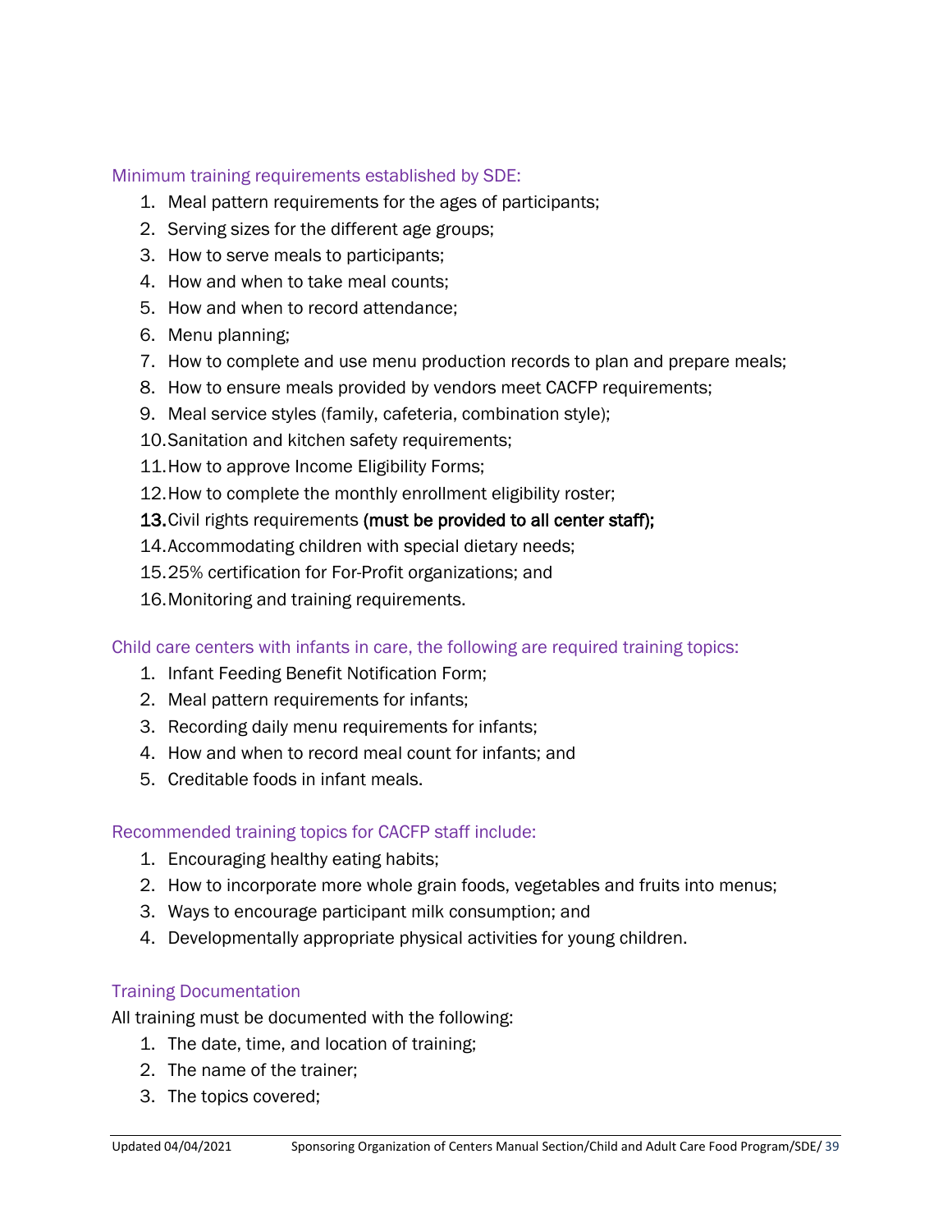### Minimum training requirements established by SDE:

1. Meal pattern requirements for the ages of participants;
2. Serving sizes for the different age groups;
3. How to serve meals to participants;
4. How and when to take meal counts;
5. How and when to record attendance;
6. Menu planning;
7. How to complete and use menu production records to plan and prepare meals;
8. How to ensure meals provided by vendors meet CACFP requirements;
9. Meal service styles (family, cafeteria, combination style);
10. Sanitation and kitchen safety requirements;
11. How to approve Income Eligibility Forms;
12. How to complete the monthly enrollment eligibility roster;
13. Civil rights requirements **(must be provided to all center staff);**
14. Accommodating children with special dietary needs;
15. 25% certification for For-Profit organizations; and
16. Monitoring and training requirements.

### Child care centers with infants in care, the following are required training topics:

1. Infant Feeding Benefit Notification Form;
2. Meal pattern requirements for infants;
3. Recording daily menu requirements for infants;
4. How and when to record meal count for infants; and
5. Creditable foods in infant meals.

### Recommended training topics for CACFP staff include:

1. Encouraging healthy eating habits;
2. How to incorporate more whole grain foods, vegetables and fruits into menus;
3. Ways to encourage participant milk consumption; and
4. Developmentally appropriate physical activities for young children.

### Training Documentation

All training must be documented with the following:

1. The date, time, and location of training;
2. The name of the trainer;
3. The topics covered;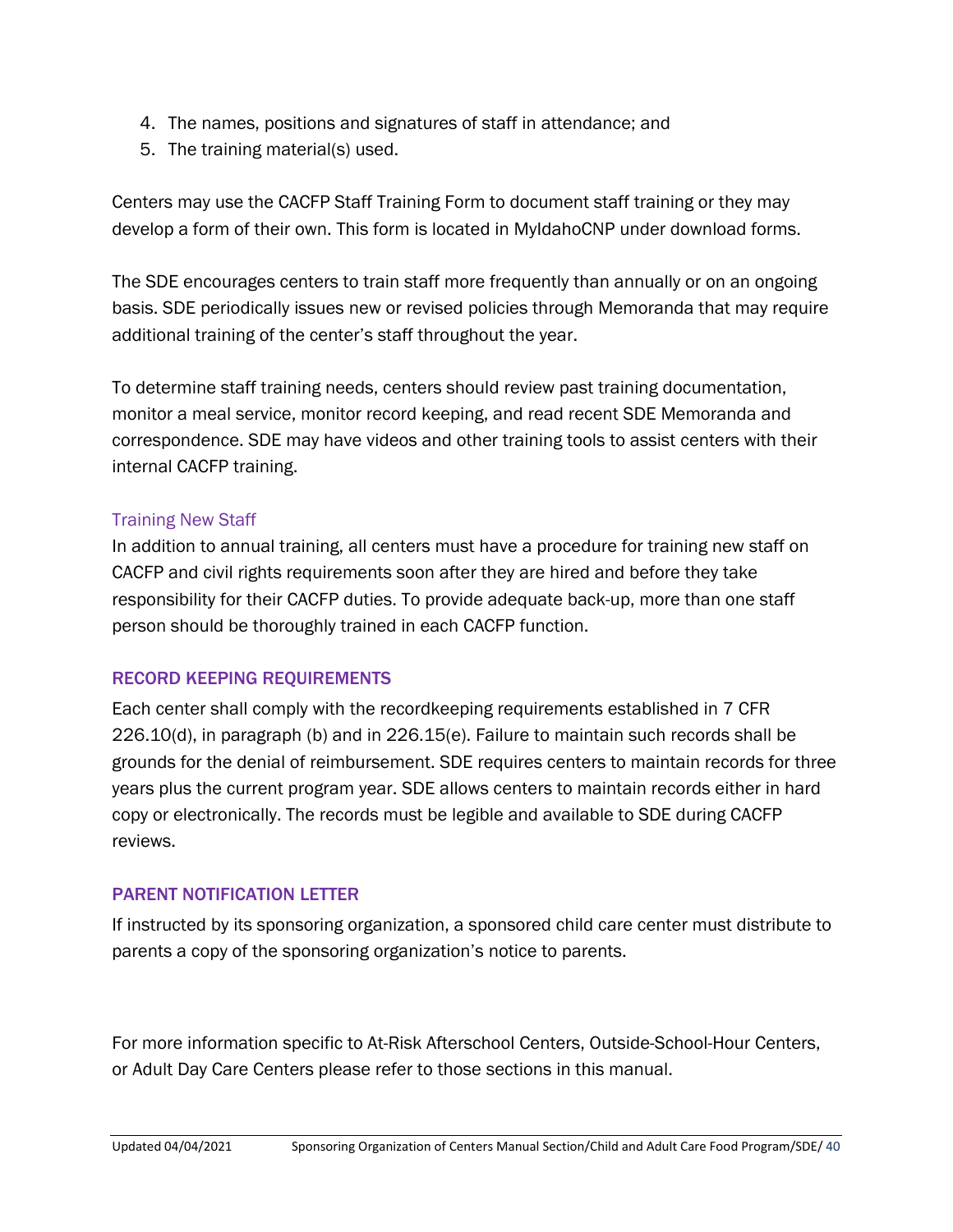4. The names, positions and signatures of staff in attendance; and
5. The training material(s) used.

Centers may use the CACFP Staff Training Form to document staff training or they may develop a form of their own. This form is located in MyIdahoCNP under download forms.

The SDE encourages centers to train staff more frequently than annually or on an ongoing basis. SDE periodically issues new or revised policies through Memoranda that may require additional training of the center's staff throughout the year.

To determine staff training needs, centers should review past training documentation, monitor a meal service, monitor record keeping, and read recent SDE Memoranda and correspondence. SDE may have videos and other training tools to assist centers with their internal CACFP training.

### Training New Staff

In addition to annual training, all centers must have a procedure for training new staff on CACFP and civil rights requirements soon after they are hired and before they take responsibility for their CACFP duties. To provide adequate back-up, more than one staff person should be thoroughly trained in each CACFP function.

## RECORD KEEPING REQUIREMENTS

Each center shall comply with the recordkeeping requirements established in 7 CFR 226.10(d), in paragraph (b) and in 226.15(e). Failure to maintain such records shall be grounds for the denial of reimbursement. SDE requires centers to maintain records for three years plus the current program year. SDE allows centers to maintain records either in hard copy or electronically. The records must be legible and available to SDE during CACFP reviews.

## PARENT NOTIFICATION LETTER

If instructed by its sponsoring organization, a sponsored child care center must distribute to parents a copy of the sponsoring organization's notice to parents.

For more information specific to At-Risk Afterschool Centers, Outside-School-Hour Centers, or Adult Day Care Centers please refer to those sections in this manual.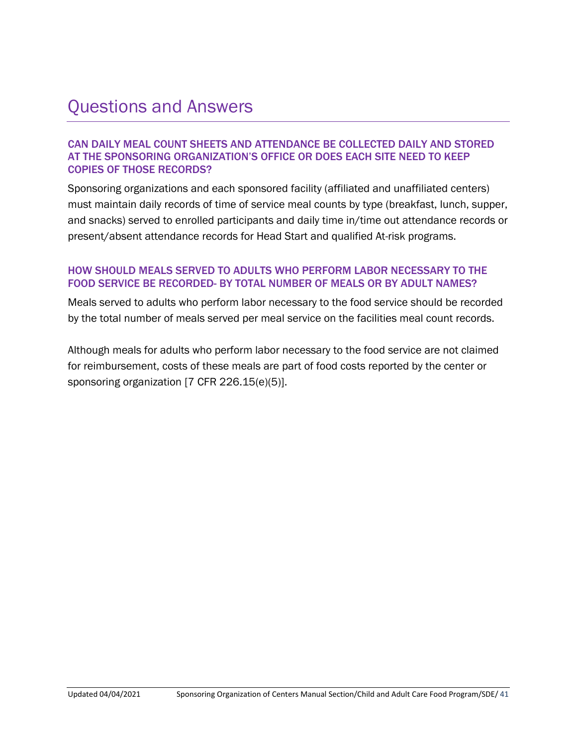# Questions and Answers

### CAN DAILY MEAL COUNT SHEETS AND ATTENDANCE BE COLLECTED DAILY AND STORED AT THE SPONSORING ORGANIZATION'S OFFICE OR DOES EACH SITE NEED TO KEEP COPIES OF THOSE RECORDS?

Sponsoring organizations and each sponsored facility (affiliated and unaffiliated centers) must maintain daily records of time of service meal counts by type (breakfast, lunch, supper, and snacks) served to enrolled participants and daily time in/time out attendance records or present/absent attendance records for Head Start and qualified At-risk programs.

### HOW SHOULD MEALS SERVED TO ADULTS WHO PERFORM LABOR NECESSARY TO THE FOOD SERVICE BE RECORDED- BY TOTAL NUMBER OF MEALS OR BY ADULT NAMES?

Meals served to adults who perform labor necessary to the food service should be recorded by the total number of meals served per meal service on the facilities meal count records.

Although meals for adults who perform labor necessary to the food service are not claimed for reimbursement, costs of these meals are part of food costs reported by the center or sponsoring organization [7 CFR 226.15(e)(5)].